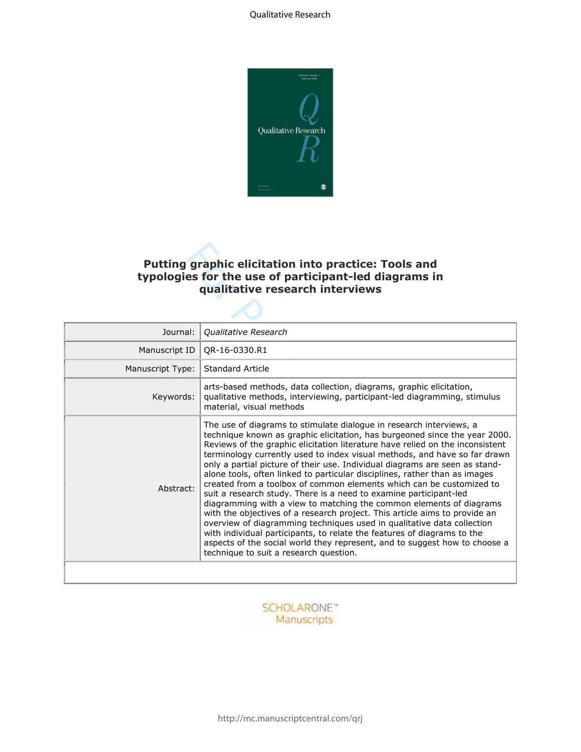# Putting graphic elicitation into practice: Tools and typologies for the use of participant-led diagrams in qualitative research interviews

| | |
|---|---|
| Journal: | *Qualitative Research* |
| Manuscript ID | QR-16-0330.R1 |
| Manuscript Type: | Standard Article |
| Keywords: | arts-based methods, data collection, diagrams, graphic elicitation, qualitative methods, interviewing, participant-led diagramming, stimulus material, visual methods |
| Abstract: | The use of diagrams to stimulate dialogue in research interviews, a technique known as graphic elicitation, has burgeoned since the year 2000. Reviews of the graphic elicitation literature have relied on the inconsistent terminology currently used to index visual methods, and have so far drawn only a partial picture of their use. Individual diagrams are seen as stand-alone tools, often linked to particular disciplines, rather than as images created from a toolbox of common elements which can be customized to suit a research study. There is a need to examine participant-led diagramming with a view to matching the common elements of diagrams with the objectives of a research project. This article aims to provide an overview of diagramming techniques used in qualitative data collection with individual participants, to relate the features of diagrams to the aspects of the social world they represent, and to suggest how to choose a technique to suit a research question. |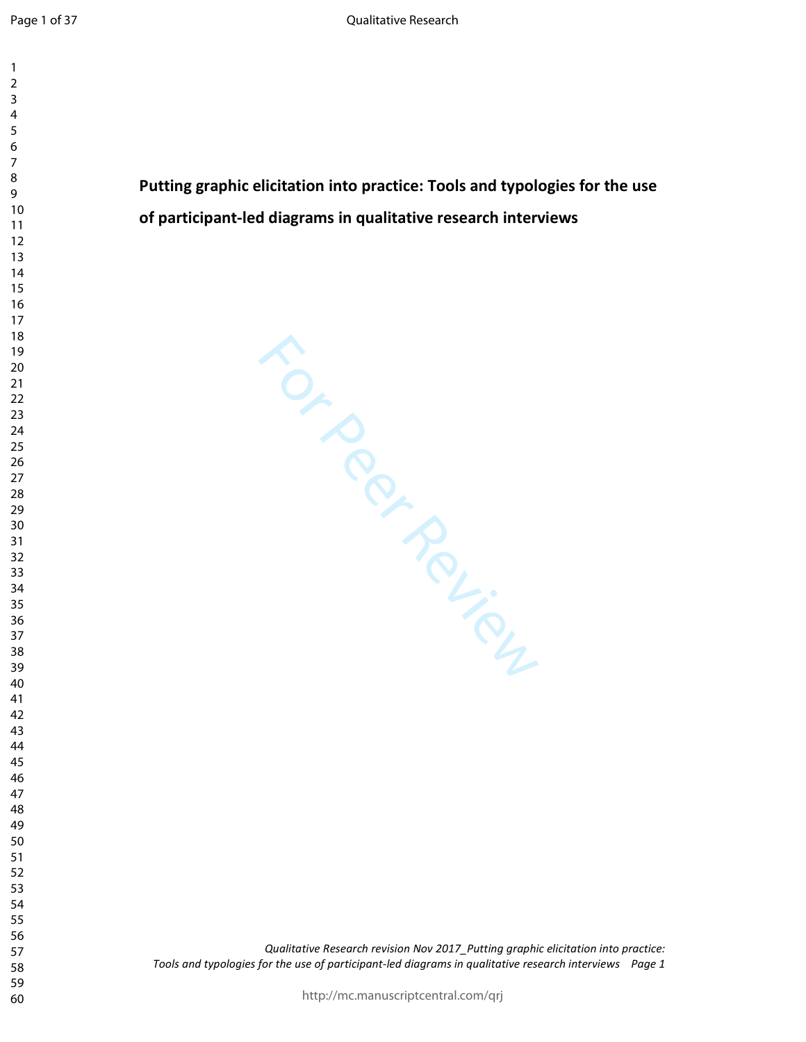# Putting graphic elicitation into practice: Tools and typologies for the use of participant-led diagrams in qualitative research interviews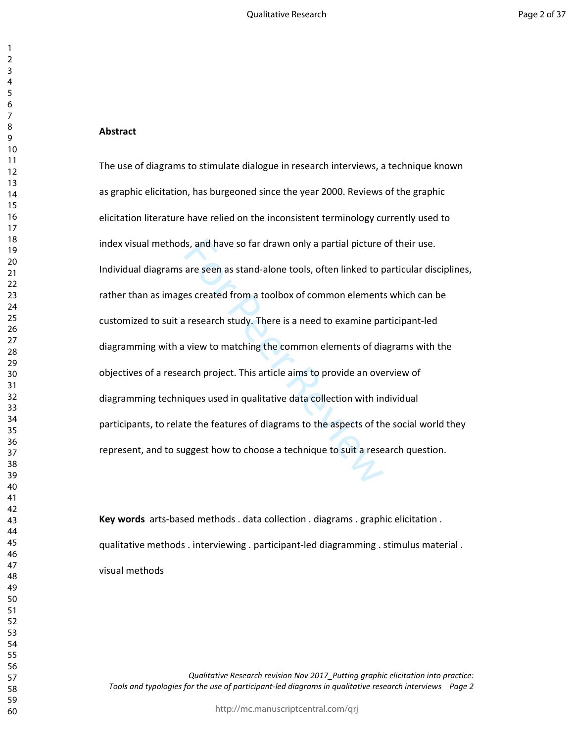**Abstract**

The use of diagrams to stimulate dialogue in research interviews, a technique known as graphic elicitation, has burgeoned since the year 2000. Reviews of the graphic elicitation literature have relied on the inconsistent terminology currently used to index visual methods, and have so far drawn only a partial picture of their use. Individual diagrams are seen as stand-alone tools, often linked to particular disciplines, rather than as images created from a toolbox of common elements which can be customized to suit a research study. There is a need to examine participant-led diagramming with a view to matching the common elements of diagrams with the objectives of a research project. This article aims to provide an overview of diagramming techniques used in qualitative data collection with individual participants, to relate the features of diagrams to the aspects of the social world they represent, and to suggest how to choose a technique to suit a research question.

**Key words** arts-based methods . data collection . diagrams . graphic elicitation . qualitative methods . interviewing . participant-led diagramming . stimulus material . visual methods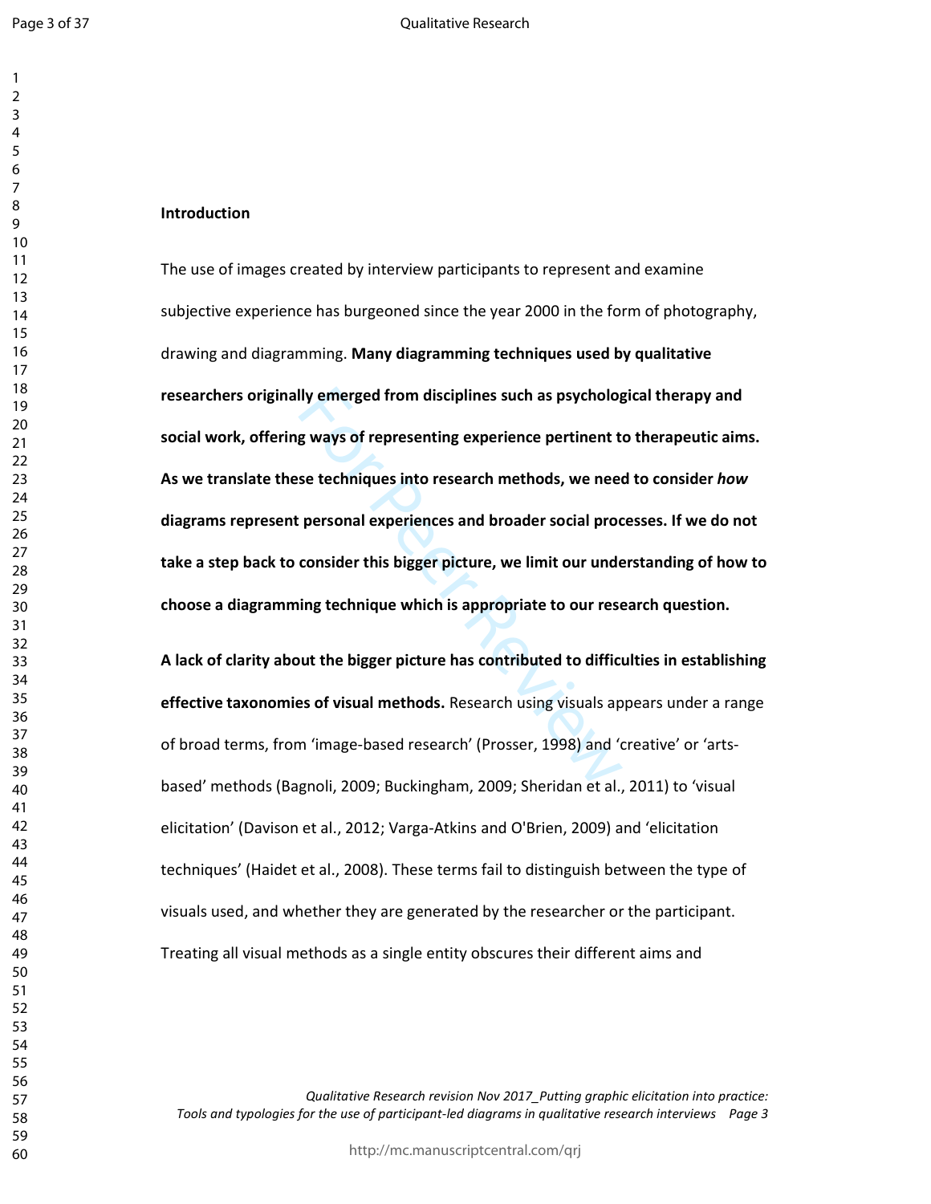**Introduction**

The use of images created by interview participants to represent and examine subjective experience has burgeoned since the year 2000 in the form of photography, drawing and diagramming. **Many diagramming techniques used by qualitative researchers originally emerged from disciplines such as psychological therapy and social work, offering ways of representing experience pertinent to therapeutic aims. As we translate these techniques into research methods, we need to consider *how* diagrams represent personal experiences and broader social processes. If we do not take a step back to consider this bigger picture, we limit our understanding of how to choose a diagramming technique which is appropriate to our research question.**

**A lack of clarity about the bigger picture has contributed to difficulties in establishing effective taxonomies of visual methods.** Research using visuals appears under a range of broad terms, from 'image-based research' (Prosser, 1998) and 'creative' or 'arts-based' methods (Bagnoli, 2009; Buckingham, 2009; Sheridan et al., 2011) to 'visual elicitation' (Davison et al., 2012; Varga-Atkins and O'Brien, 2009) and 'elicitation techniques' (Haidet et al., 2008). These terms fail to distinguish between the type of visuals used, and whether they are generated by the researcher or the participant. Treating all visual methods as a single entity obscures their different aims and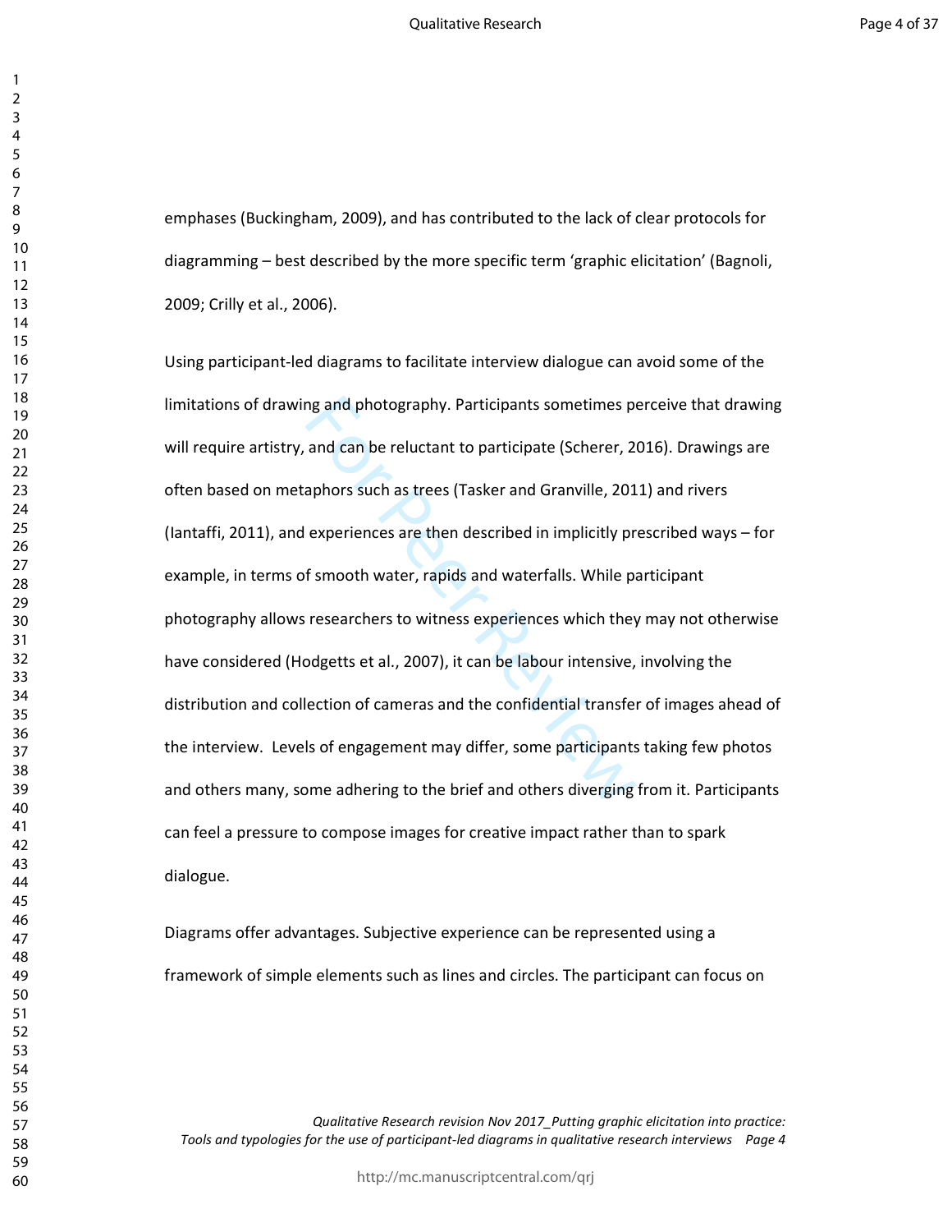emphases (Buckingham, 2009), and has contributed to the lack of clear protocols for diagramming – best described by the more specific term 'graphic elicitation' (Bagnoli, 2009; Crilly et al., 2006).

Using participant-led diagrams to facilitate interview dialogue can avoid some of the limitations of drawing and photography. Participants sometimes perceive that drawing will require artistry, and can be reluctant to participate (Scherer, 2016). Drawings are often based on metaphors such as trees (Tasker and Granville, 2011) and rivers (Iantaffi, 2011), and experiences are then described in implicitly prescribed ways – for example, in terms of smooth water, rapids and waterfalls. While participant photography allows researchers to witness experiences which they may not otherwise have considered (Hodgetts et al., 2007), it can be labour intensive, involving the distribution and collection of cameras and the confidential transfer of images ahead of the interview. Levels of engagement may differ, some participants taking few photos and others many, some adhering to the brief and others diverging from it. Participants can feel a pressure to compose images for creative impact rather than to spark dialogue.

Diagrams offer advantages. Subjective experience can be represented using a framework of simple elements such as lines and circles. The participant can focus on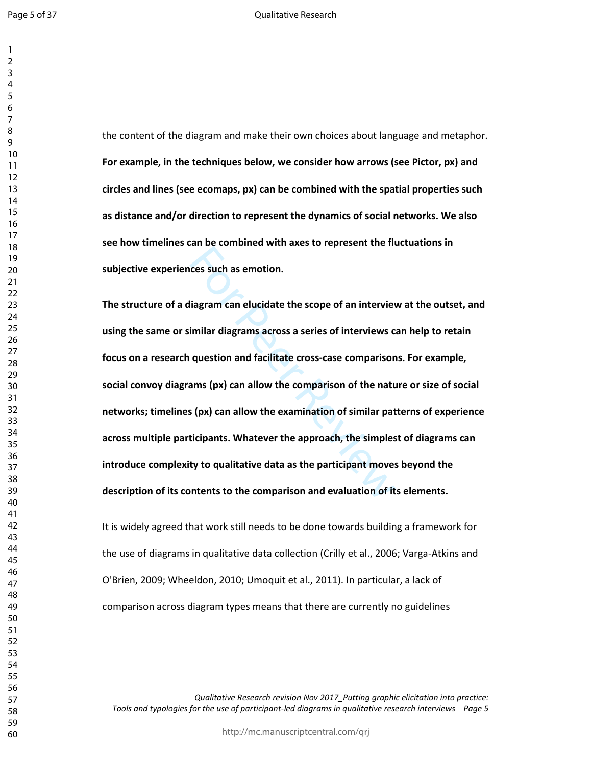the content of the diagram and make their own choices about language and metaphor. **For example, in the techniques below, we consider how arrows (see Pictor, px) and circles and lines (see ecomaps, px) can be combined with the spatial properties such as distance and/or direction to represent the dynamics of social networks. We also see how timelines can be combined with axes to represent the fluctuations in subjective experiences such as emotion.**

**The structure of a diagram can elucidate the scope of an interview at the outset, and using the same or similar diagrams across a series of interviews can help to retain focus on a research question and facilitate cross-case comparisons. For example, social convoy diagrams (px) can allow the comparison of the nature or size of social networks; timelines (px) can allow the examination of similar patterns of experience across multiple participants. Whatever the approach, the simplest of diagrams can introduce complexity to qualitative data as the participant moves beyond the description of its contents to the comparison and evaluation of its elements.**

It is widely agreed that work still needs to be done towards building a framework for the use of diagrams in qualitative data collection (Crilly et al., 2006; Varga-Atkins and O'Brien, 2009; Wheeldon, 2010; Umoquit et al., 2011). In particular, a lack of comparison across diagram types means that there are currently no guidelines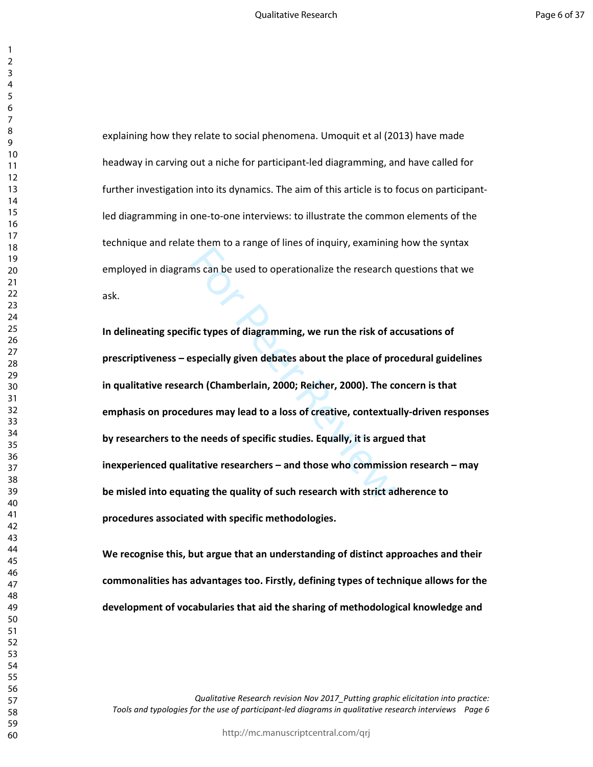explaining how they relate to social phenomena. Umoquit et al (2013) have made headway in carving out a niche for participant-led diagramming, and have called for further investigation into its dynamics. The aim of this article is to focus on participant-led diagramming in one-to-one interviews: to illustrate the common elements of the technique and relate them to a range of lines of inquiry, examining how the syntax employed in diagrams can be used to operationalize the research questions that we ask.

**In delineating specific types of diagramming, we run the risk of accusations of prescriptiveness – especially given debates about the place of procedural guidelines in qualitative research (Chamberlain, 2000; Reicher, 2000). The concern is that emphasis on procedures may lead to a loss of creative, contextually-driven responses by researchers to the needs of specific studies. Equally, it is argued that inexperienced qualitative researchers – and those who commission research – may be misled into equating the quality of such research with strict adherence to procedures associated with specific methodologies.**

**We recognise this, but argue that an understanding of distinct approaches and their commonalities has advantages too. Firstly, defining types of technique allows for the development of vocabularies that aid the sharing of methodological knowledge and**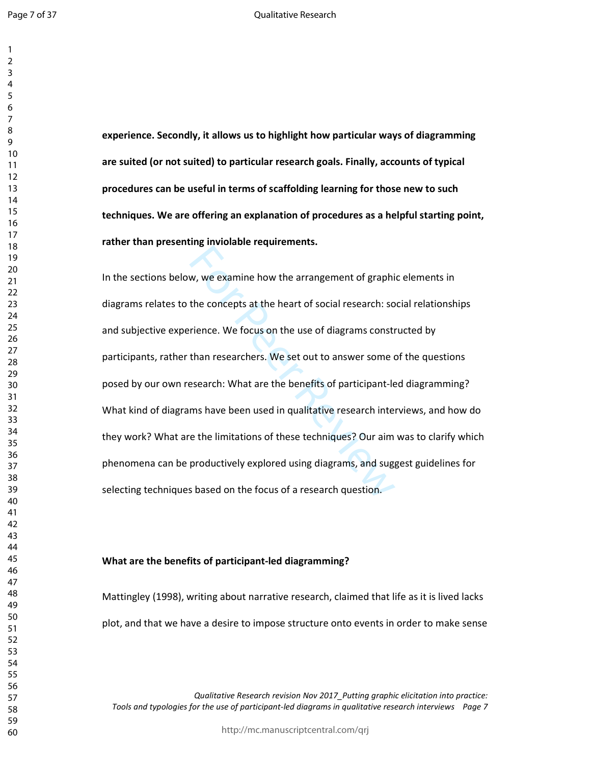**experience. Secondly, it allows us to highlight how particular ways of diagramming are suited (or not suited) to particular research goals. Finally, accounts of typical procedures can be useful in terms of scaffolding learning for those new to such techniques. We are offering an explanation of procedures as a helpful starting point, rather than presenting inviolable requirements.**

In the sections below, we examine how the arrangement of graphic elements in diagrams relates to the concepts at the heart of social research: social relationships and subjective experience. We focus on the use of diagrams constructed by participants, rather than researchers. We set out to answer some of the questions posed by our own research: What are the benefits of participant-led diagramming? What kind of diagrams have been used in qualitative research interviews, and how do they work? What are the limitations of these techniques? Our aim was to clarify which phenomena can be productively explored using diagrams, and suggest guidelines for selecting techniques based on the focus of a research question.

**What are the benefits of participant-led diagramming?**

Mattingley (1998), writing about narrative research, claimed that life as it is lived lacks plot, and that we have a desire to impose structure onto events in order to make sense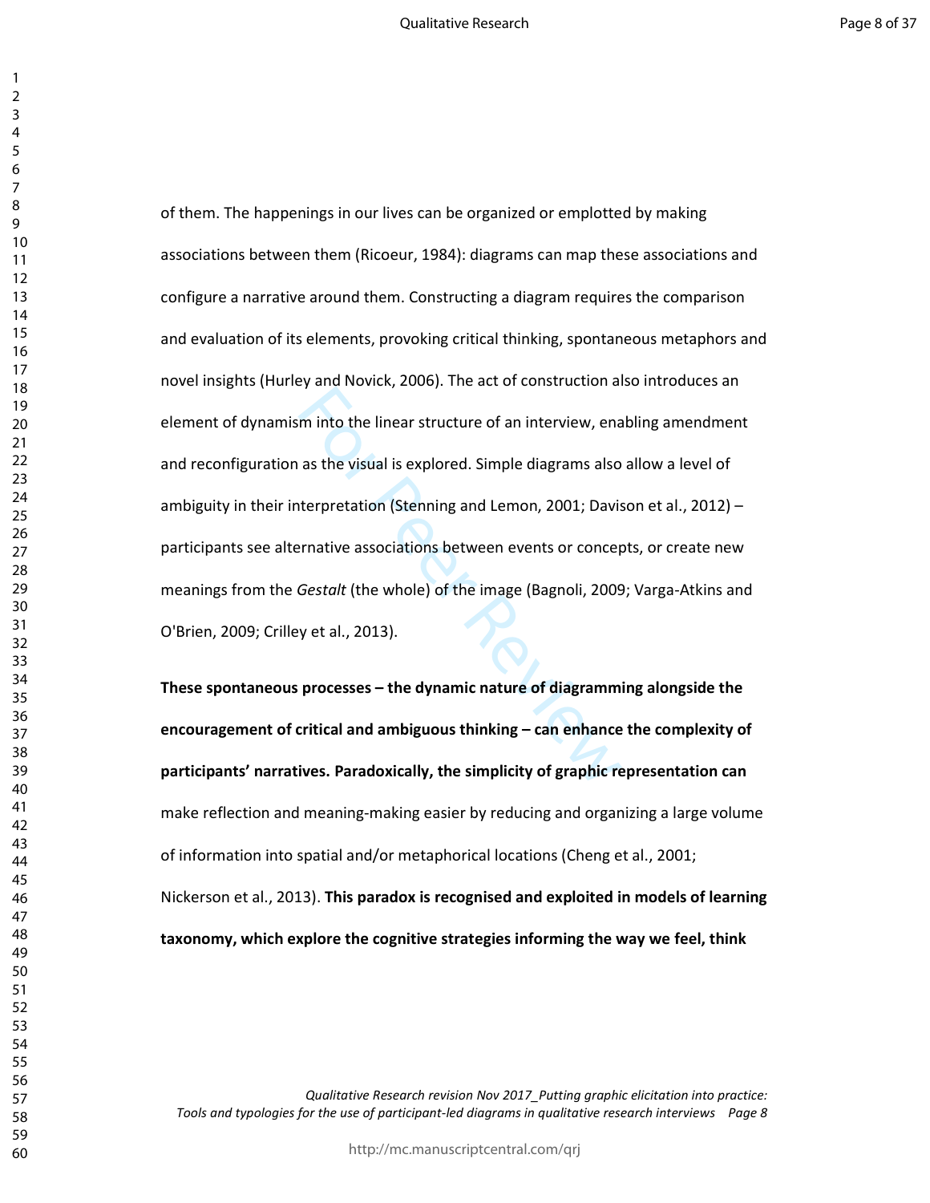of them. The happenings in our lives can be organized or emplotted by making associations between them (Ricoeur, 1984): diagrams can map these associations and configure a narrative around them. Constructing a diagram requires the comparison and evaluation of its elements, provoking critical thinking, spontaneous metaphors and novel insights (Hurley and Novick, 2006). The act of construction also introduces an element of dynamism into the linear structure of an interview, enabling amendment and reconfiguration as the visual is explored. Simple diagrams also allow a level of ambiguity in their interpretation (Stenning and Lemon, 2001; Davison et al., 2012) – participants see alternative associations between events or concepts, or create new meanings from the *Gestalt* (the whole) of the image (Bagnoli, 2009; Varga-Atkins and O'Brien, 2009; Crilley et al., 2013).

**These spontaneous processes – the dynamic nature of diagramming alongside the encouragement of critical and ambiguous thinking – can enhance the complexity of participants' narratives. Paradoxically, the simplicity of graphic representation can** make reflection and meaning-making easier by reducing and organizing a large volume of information into spatial and/or metaphorical locations (Cheng et al., 2001; Nickerson et al., 2013). **This paradox is recognised and exploited in models of learning taxonomy, which explore the cognitive strategies informing the way we feel, think**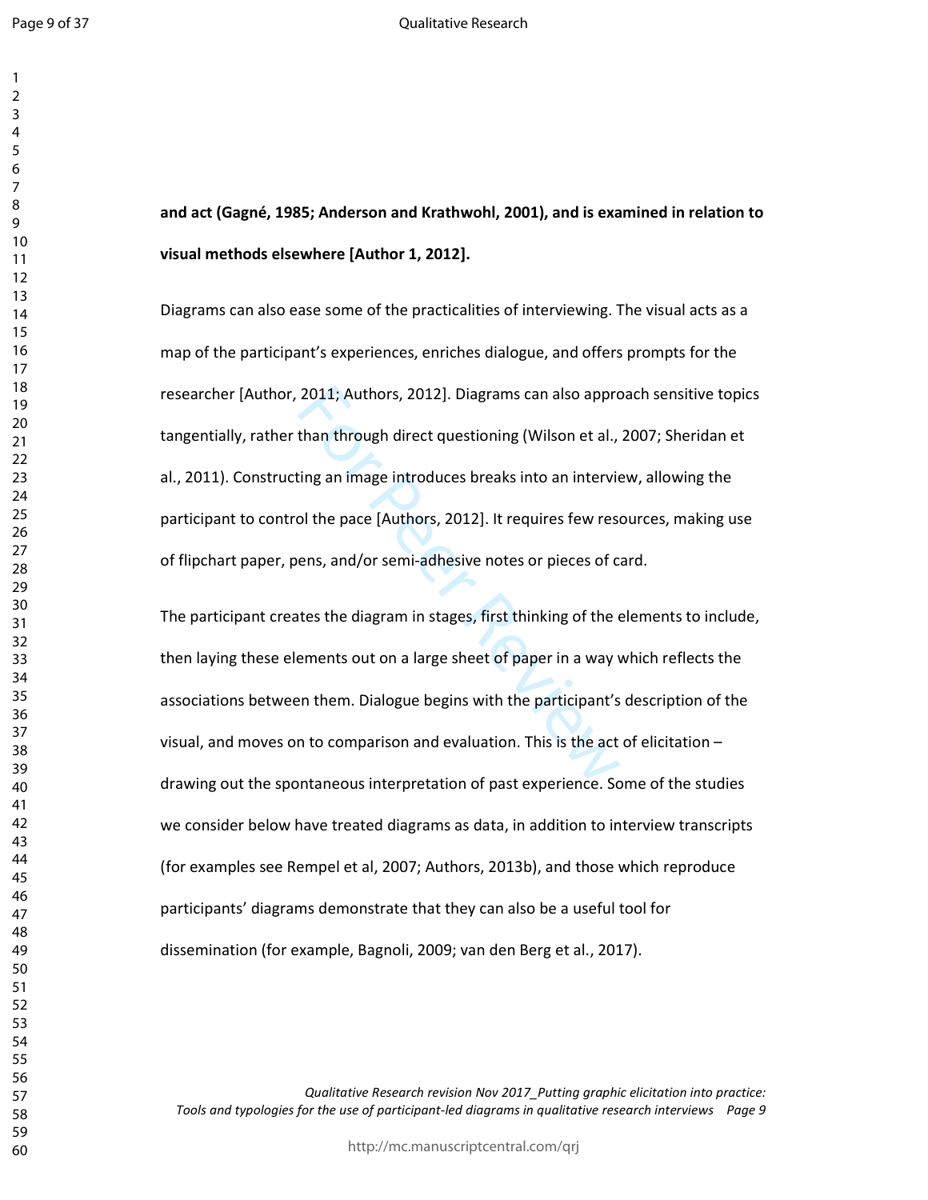**and act (Gagné, 1985; Anderson and Krathwohl, 2001), and is examined in relation to visual methods elsewhere [Author 1, 2012].**

Diagrams can also ease some of the practicalities of interviewing. The visual acts as a map of the participant's experiences, enriches dialogue, and offers prompts for the researcher [Author, 2011; Authors, 2012]. Diagrams can also approach sensitive topics tangentially, rather than through direct questioning (Wilson et al., 2007; Sheridan et al., 2011). Constructing an image introduces breaks into an interview, allowing the participant to control the pace [Authors, 2012]. It requires few resources, making use of flipchart paper, pens, and/or semi-adhesive notes or pieces of card.

The participant creates the diagram in stages, first thinking of the elements to include, then laying these elements out on a large sheet of paper in a way which reflects the associations between them. Dialogue begins with the participant's description of the visual, and moves on to comparison and evaluation. This is the act of elicitation – drawing out the spontaneous interpretation of past experience. Some of the studies we consider below have treated diagrams as data, in addition to interview transcripts (for examples see Rempel et al, 2007; Authors, 2013b), and those which reproduce participants' diagrams demonstrate that they can also be a useful tool for dissemination (for example, Bagnoli, 2009; van den Berg et al., 2017).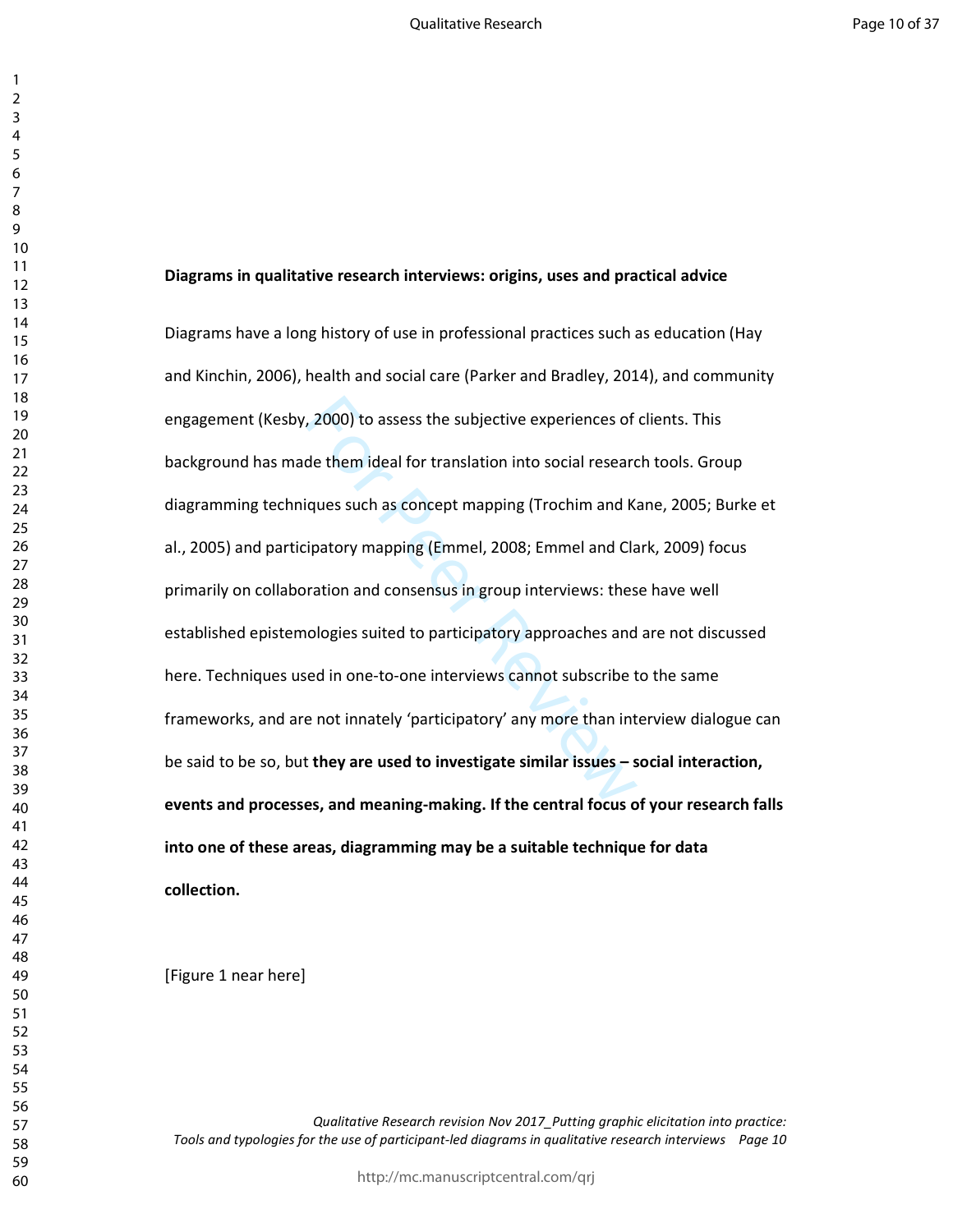**Diagrams in qualitative research interviews: origins, uses and practical advice**

Diagrams have a long history of use in professional practices such as education (Hay and Kinchin, 2006), health and social care (Parker and Bradley, 2014), and community engagement (Kesby, 2000) to assess the subjective experiences of clients. This background has made them ideal for translation into social research tools. Group diagramming techniques such as concept mapping (Trochim and Kane, 2005; Burke et al., 2005) and participatory mapping (Emmel, 2008; Emmel and Clark, 2009) focus primarily on collaboration and consensus in group interviews: these have well established epistemologies suited to participatory approaches and are not discussed here. Techniques used in one-to-one interviews cannot subscribe to the same frameworks, and are not innately 'participatory' any more than interview dialogue can be said to be so, but **they are used to investigate similar issues – social interaction, events and processes, and meaning-making. If the central focus of your research falls into one of these areas, diagramming may be a suitable technique for data collection.**

[Figure 1 near here]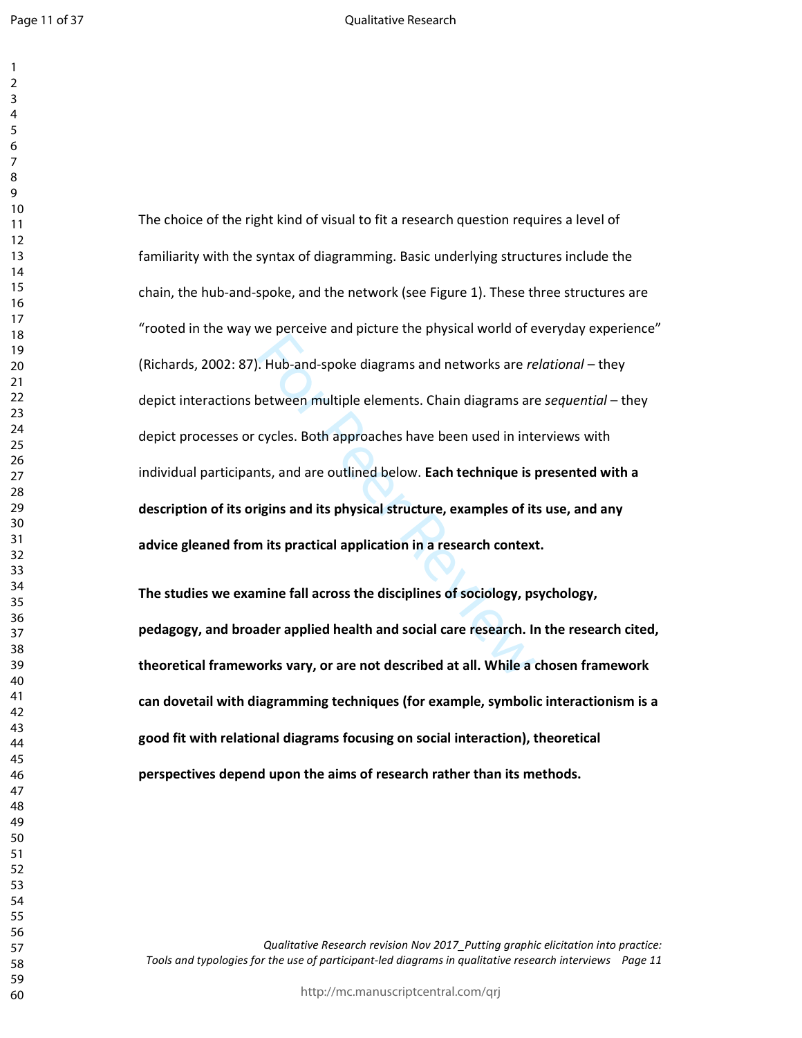The choice of the right kind of visual to fit a research question requires a level of familiarity with the syntax of diagramming. Basic underlying structures include the chain, the hub-and-spoke, and the network (see Figure 1). These three structures are "rooted in the way we perceive and picture the physical world of everyday experience" (Richards, 2002: 87). Hub-and-spoke diagrams and networks are *relational* – they depict interactions between multiple elements. Chain diagrams are *sequential* – they depict processes or cycles. Both approaches have been used in interviews with individual participants, and are outlined below. **Each technique is presented with a description of its origins and its physical structure, examples of its use, and any advice gleaned from its practical application in a research context.**

**The studies we examine fall across the disciplines of sociology, psychology, pedagogy, and broader applied health and social care research. In the research cited, theoretical frameworks vary, or are not described at all. While a chosen framework can dovetail with diagramming techniques (for example, symbolic interactionism is a good fit with relational diagrams focusing on social interaction), theoretical perspectives depend upon the aims of research rather than its methods.**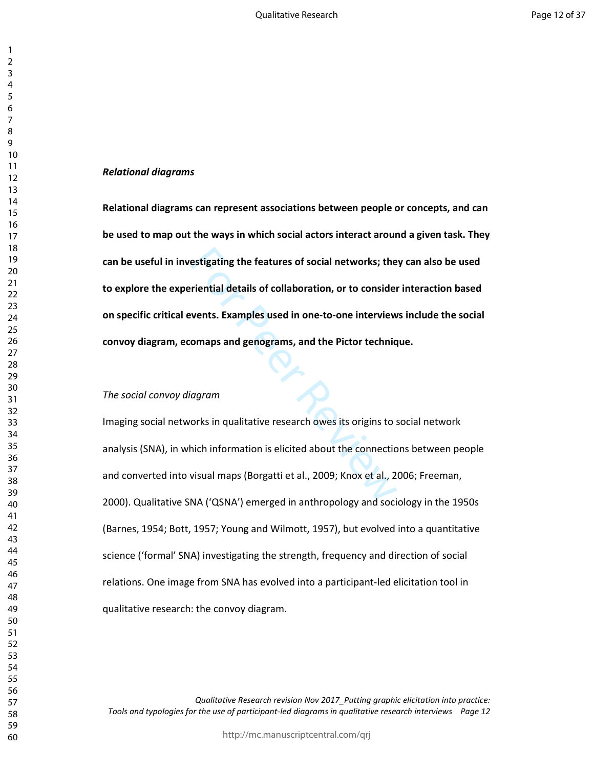***Relational diagrams***

**Relational diagrams can represent associations between people or concepts, and can be used to map out the ways in which social actors interact around a given task. They can be useful in investigating the features of social networks; they can also be used to explore the experiential details of collaboration, or to consider interaction based on specific critical events. Examples used in one-to-one interviews include the social convoy diagram, ecomaps and genograms, and the Pictor technique.**

*The social convoy diagram*

Imaging social networks in qualitative research owes its origins to social network analysis (SNA), in which information is elicited about the connections between people and converted into visual maps (Borgatti et al., 2009; Knox et al., 2006; Freeman, 2000). Qualitative SNA ('QSNA') emerged in anthropology and sociology in the 1950s (Barnes, 1954; Bott, 1957; Young and Wilmott, 1957), but evolved into a quantitative science ('formal' SNA) investigating the strength, frequency and direction of social relations. One image from SNA has evolved into a participant-led elicitation tool in qualitative research: the convoy diagram.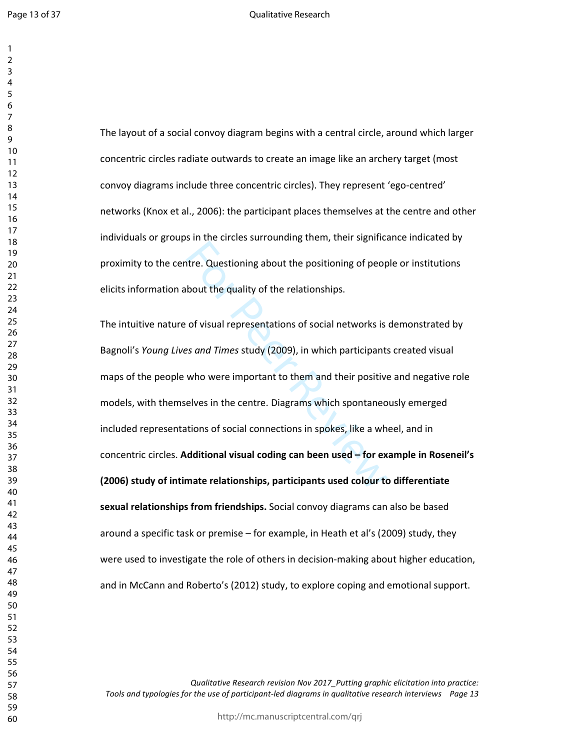The layout of a social convoy diagram begins with a central circle, around which larger concentric circles radiate outwards to create an image like an archery target (most convoy diagrams include three concentric circles). They represent 'ego-centred' networks (Knox et al., 2006): the participant places themselves at the centre and other individuals or groups in the circles surrounding them, their significance indicated by proximity to the centre. Questioning about the positioning of people or institutions elicits information about the quality of the relationships.

The intuitive nature of visual representations of social networks is demonstrated by Bagnoli's *Young Lives and Times* study (2009), in which participants created visual maps of the people who were important to them and their positive and negative role models, with themselves in the centre. Diagrams which spontaneously emerged included representations of social connections in spokes, like a wheel, and in concentric circles. **Additional visual coding can been used – for example in Roseneil's (2006) study of intimate relationships, participants used colour to differentiate sexual relationships from friendships.** Social convoy diagrams can also be based around a specific task or premise – for example, in Heath et al's (2009) study, they were used to investigate the role of others in decision-making about higher education, and in McCann and Roberto's (2012) study, to explore coping and emotional support.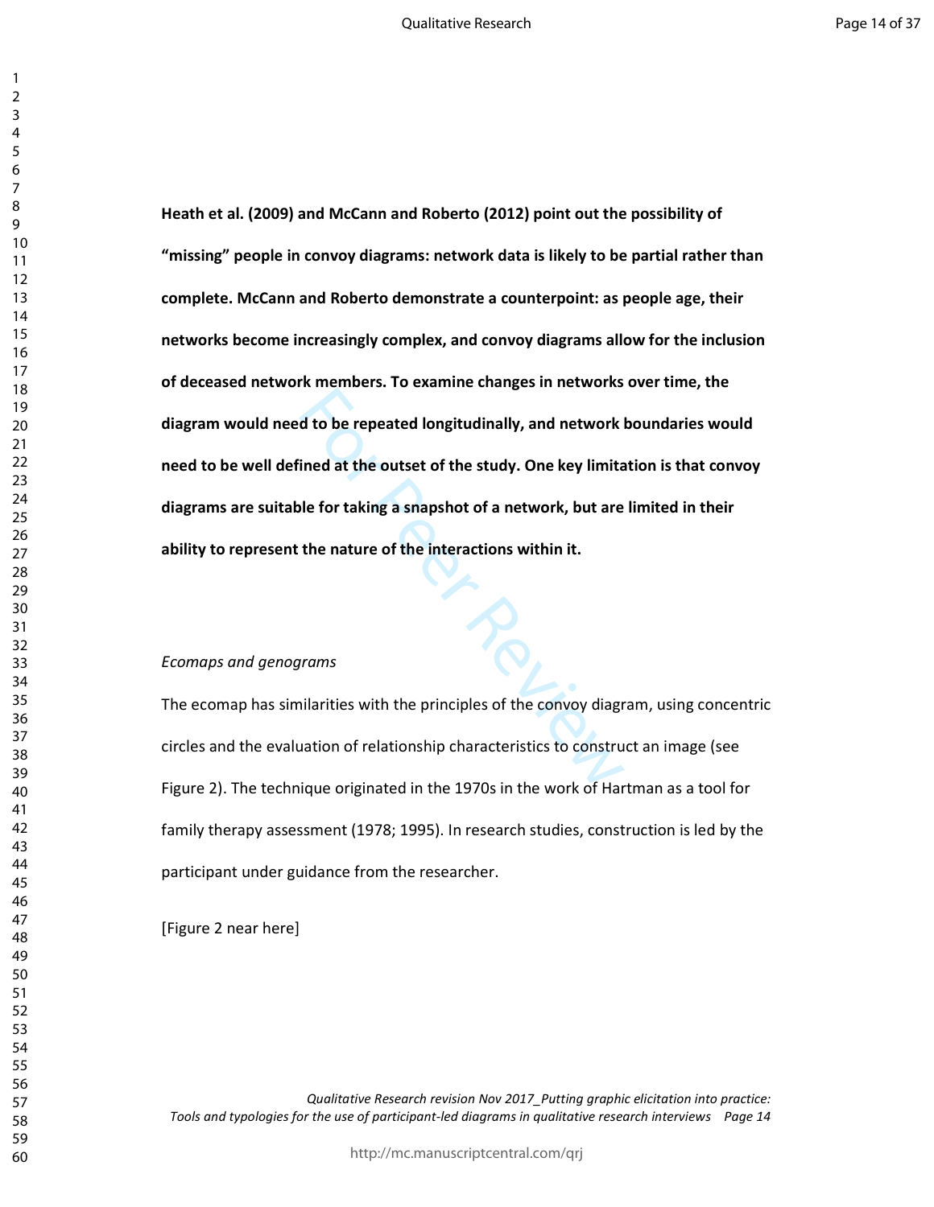**Heath et al. (2009) and McCann and Roberto (2012) point out the possibility of “missing” people in convoy diagrams: network data is likely to be partial rather than complete. McCann and Roberto demonstrate a counterpoint: as people age, their networks become increasingly complex, and convoy diagrams allow for the inclusion of deceased network members. To examine changes in networks over time, the diagram would need to be repeated longitudinally, and network boundaries would need to be well defined at the outset of the study. One key limitation is that convoy diagrams are suitable for taking a snapshot of a network, but are limited in their ability to represent the nature of the interactions within it.**

*Ecomaps and genograms*

The ecomap has similarities with the principles of the convoy diagram, using concentric circles and the evaluation of relationship characteristics to construct an image (see Figure 2). The technique originated in the 1970s in the work of Hartman as a tool for family therapy assessment (1978; 1995). In research studies, construction is led by the participant under guidance from the researcher.

[Figure 2 near here]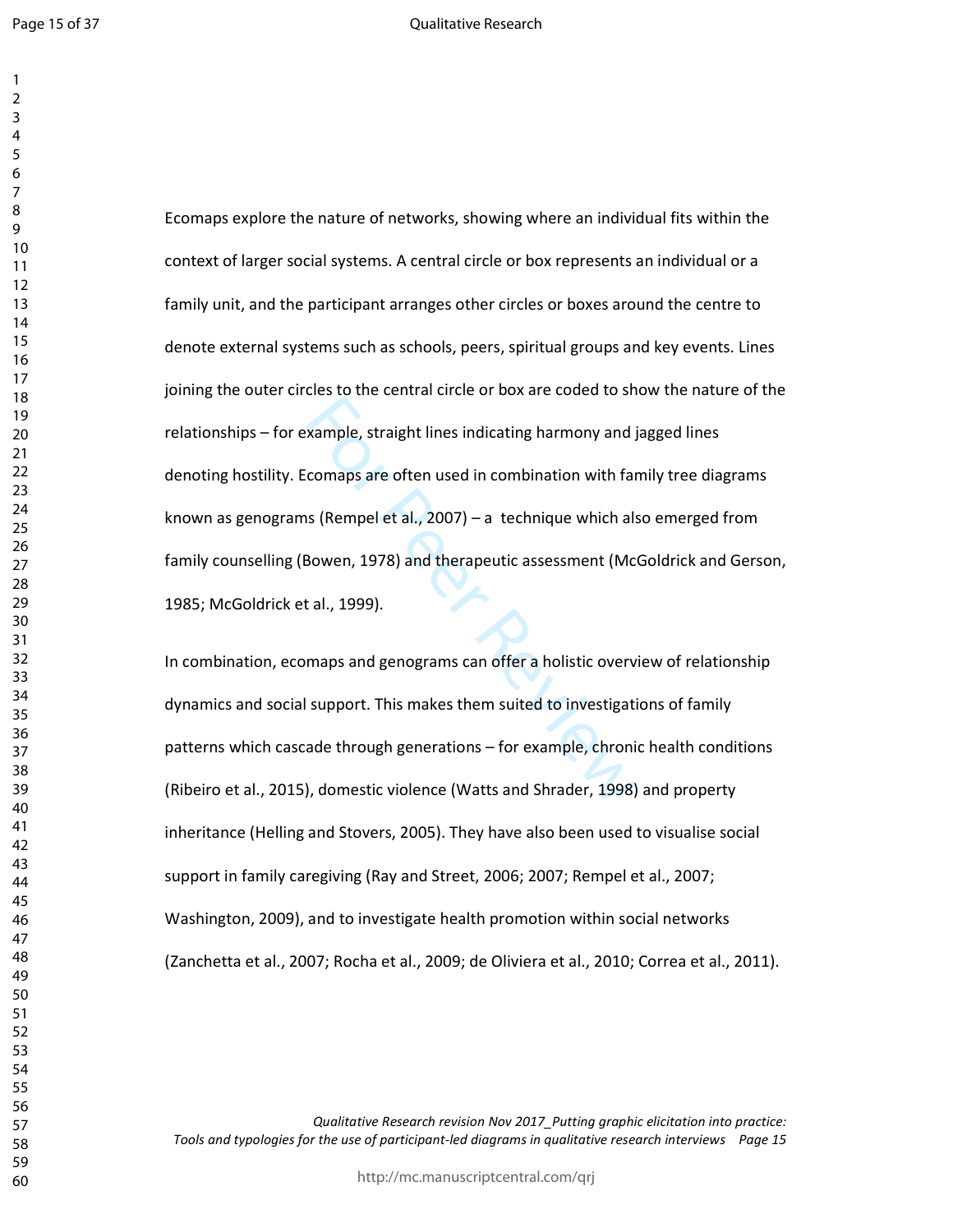Ecomaps explore the nature of networks, showing where an individual fits within the context of larger social systems. A central circle or box represents an individual or a family unit, and the participant arranges other circles or boxes around the centre to denote external systems such as schools, peers, spiritual groups and key events. Lines joining the outer circles to the central circle or box are coded to show the nature of the relationships – for example, straight lines indicating harmony and jagged lines denoting hostility. Ecomaps are often used in combination with family tree diagrams known as genograms (Rempel et al., 2007) – a technique which also emerged from family counselling (Bowen, 1978) and therapeutic assessment (McGoldrick and Gerson, 1985; McGoldrick et al., 1999).

In combination, ecomaps and genograms can offer a holistic overview of relationship dynamics and social support. This makes them suited to investigations of family patterns which cascade through generations – for example, chronic health conditions (Ribeiro et al., 2015), domestic violence (Watts and Shrader, 1998) and property inheritance (Helling and Stovers, 2005). They have also been used to visualise social support in family caregiving (Ray and Street, 2006; 2007; Rempel et al., 2007; Washington, 2009), and to investigate health promotion within social networks (Zanchetta et al., 2007; Rocha et al., 2009; de Oliviera et al., 2010; Correa et al., 2011).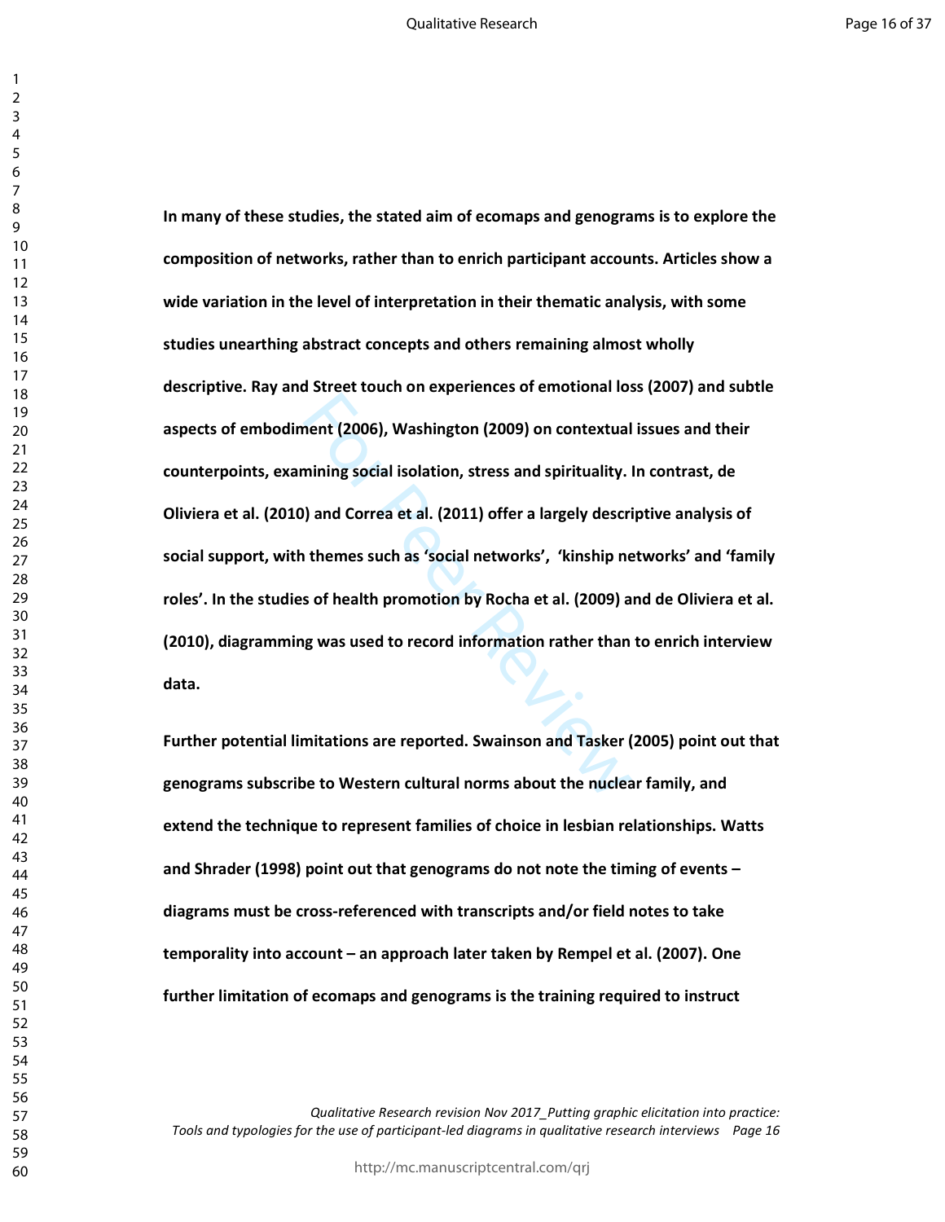**In many of these studies, the stated aim of ecomaps and genograms is to explore the composition of networks, rather than to enrich participant accounts. Articles show a wide variation in the level of interpretation in their thematic analysis, with some studies unearthing abstract concepts and others remaining almost wholly descriptive. Ray and Street touch on experiences of emotional loss (2007) and subtle aspects of embodiment (2006), Washington (2009) on contextual issues and their counterpoints, examining social isolation, stress and spirituality. In contrast, de Oliviera et al. (2010) and Correa et al. (2011) offer a largely descriptive analysis of social support, with themes such as 'social networks', 'kinship networks' and 'family roles'. In the studies of health promotion by Rocha et al. (2009) and de Oliviera et al. (2010), diagramming was used to record information rather than to enrich interview data.**

**Further potential limitations are reported. Swainson and Tasker (2005) point out that genograms subscribe to Western cultural norms about the nuclear family, and extend the technique to represent families of choice in lesbian relationships. Watts and Shrader (1998) point out that genograms do not note the timing of events – diagrams must be cross-referenced with transcripts and/or field notes to take temporality into account – an approach later taken by Rempel et al. (2007). One further limitation of ecomaps and genograms is the training required to instruct**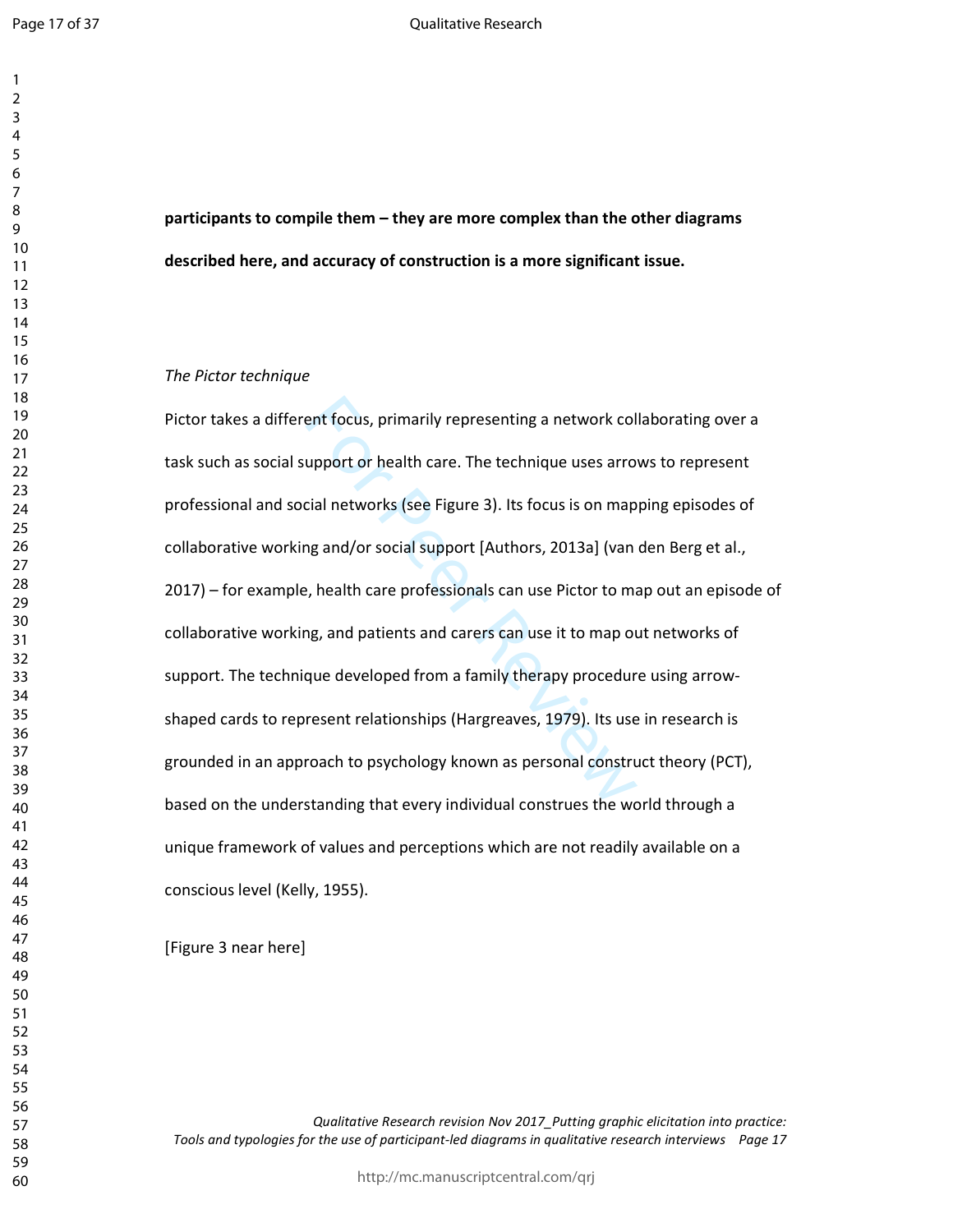**participants to compile them – they are more complex than the other diagrams described here, and accuracy of construction is a more significant issue.**

*The Pictor technique*

Pictor takes a different focus, primarily representing a network collaborating over a task such as social support or health care. The technique uses arrows to represent professional and social networks (see Figure 3). Its focus is on mapping episodes of collaborative working and/or social support [Authors, 2013a] (van den Berg et al., 2017) – for example, health care professionals can use Pictor to map out an episode of collaborative working, and patients and carers can use it to map out networks of support. The technique developed from a family therapy procedure using arrow-shaped cards to represent relationships (Hargreaves, 1979). Its use in research is grounded in an approach to psychology known as personal construct theory (PCT), based on the understanding that every individual construes the world through a unique framework of values and perceptions which are not readily available on a conscious level (Kelly, 1955).

[Figure 3 near here]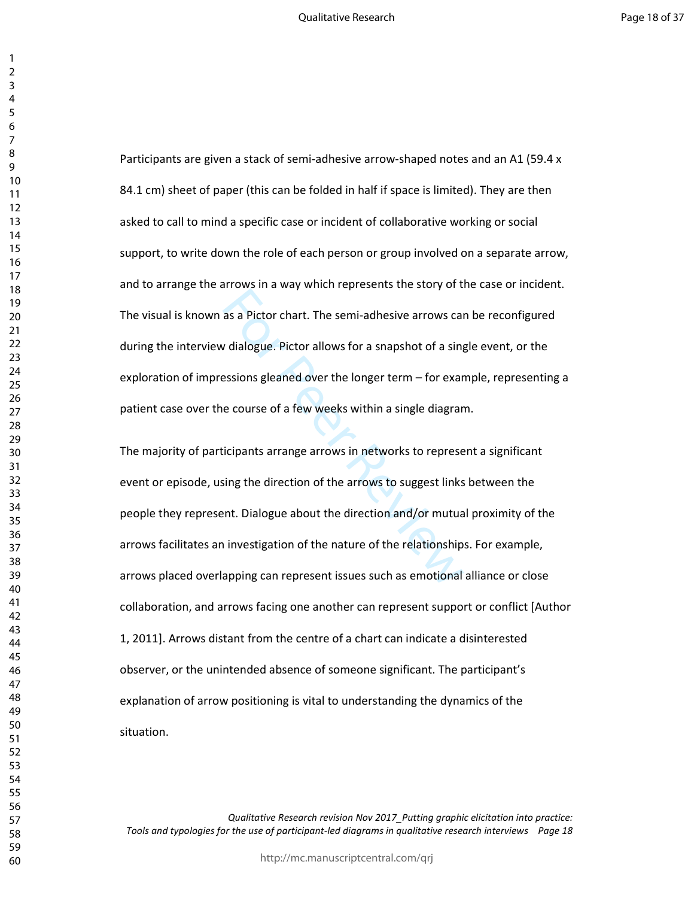Participants are given a stack of semi-adhesive arrow-shaped notes and an A1 (59.4 x 84.1 cm) sheet of paper (this can be folded in half if space is limited). They are then asked to call to mind a specific case or incident of collaborative working or social support, to write down the role of each person or group involved on a separate arrow, and to arrange the arrows in a way which represents the story of the case or incident. The visual is known as a Pictor chart. The semi-adhesive arrows can be reconfigured during the interview dialogue. Pictor allows for a snapshot of a single event, or the exploration of impressions gleaned over the longer term – for example, representing a patient case over the course of a few weeks within a single diagram.

The majority of participants arrange arrows in networks to represent a significant event or episode, using the direction of the arrows to suggest links between the people they represent. Dialogue about the direction and/or mutual proximity of the arrows facilitates an investigation of the nature of the relationships. For example, arrows placed overlapping can represent issues such as emotional alliance or close collaboration, and arrows facing one another can represent support or conflict [Author 1, 2011]. Arrows distant from the centre of a chart can indicate a disinterested observer, or the unintended absence of someone significant. The participant's explanation of arrow positioning is vital to understanding the dynamics of the situation.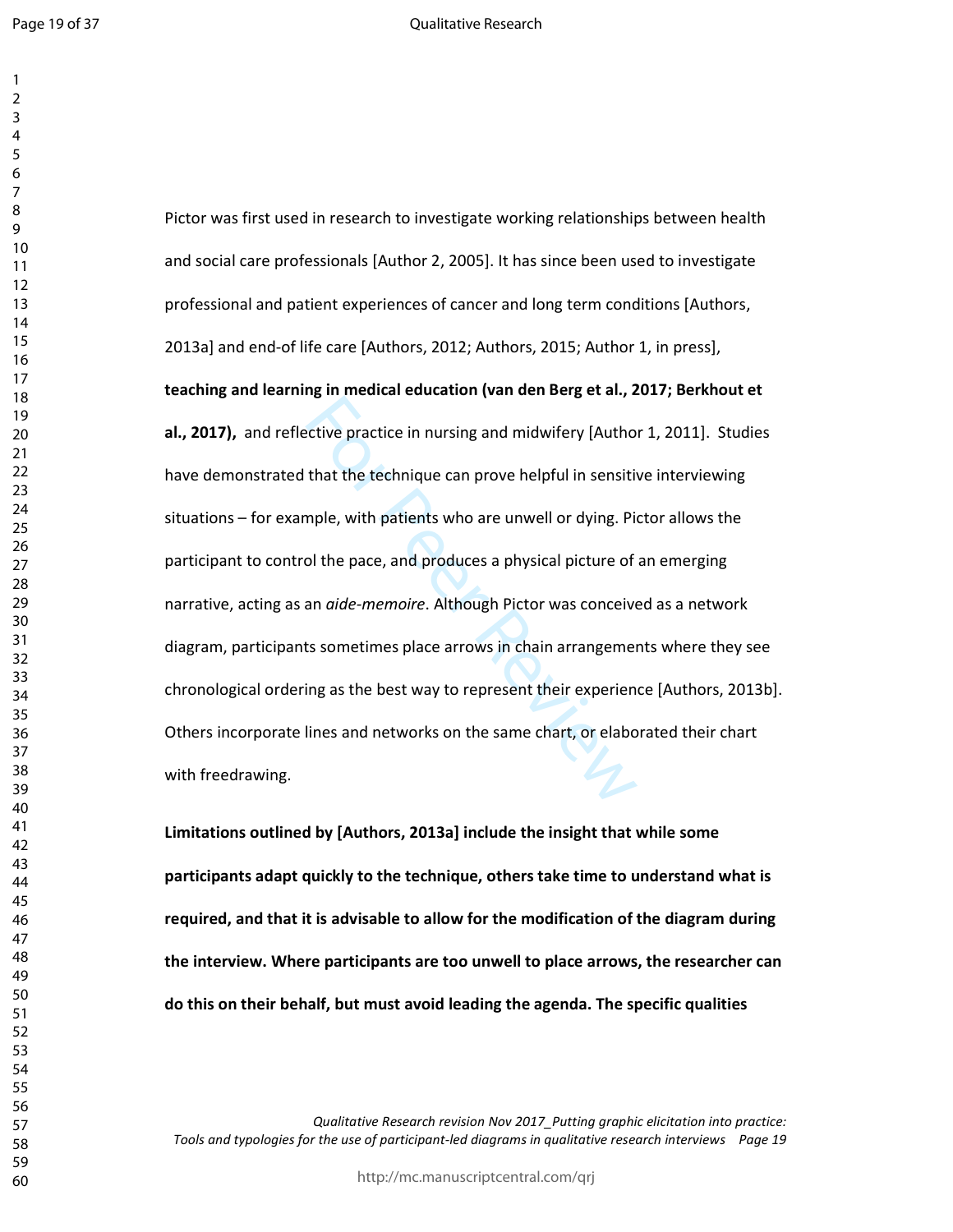Pictor was first used in research to investigate working relationships between health and social care professionals [Author 2, 2005]. It has since been used to investigate professional and patient experiences of cancer and long term conditions [Authors, 2013a] and end-of life care [Authors, 2012; Authors, 2015; Author 1, in press], **teaching and learning in medical education (van den Berg et al., 2017; Berkhout et al., 2017),** and reflective practice in nursing and midwifery [Author 1, 2011]. Studies have demonstrated that the technique can prove helpful in sensitive interviewing situations – for example, with patients who are unwell or dying. Pictor allows the participant to control the pace, and produces a physical picture of an emerging narrative, acting as an *aide-memoire*. Although Pictor was conceived as a network diagram, participants sometimes place arrows in chain arrangements where they see chronological ordering as the best way to represent their experience [Authors, 2013b]. Others incorporate lines and networks on the same chart, or elaborated their chart with freedrawing.

**Limitations outlined by [Authors, 2013a] include the insight that while some participants adapt quickly to the technique, others take time to understand what is required, and that it is advisable to allow for the modification of the diagram during the interview. Where participants are too unwell to place arrows, the researcher can do this on their behalf, but must avoid leading the agenda. The specific qualities**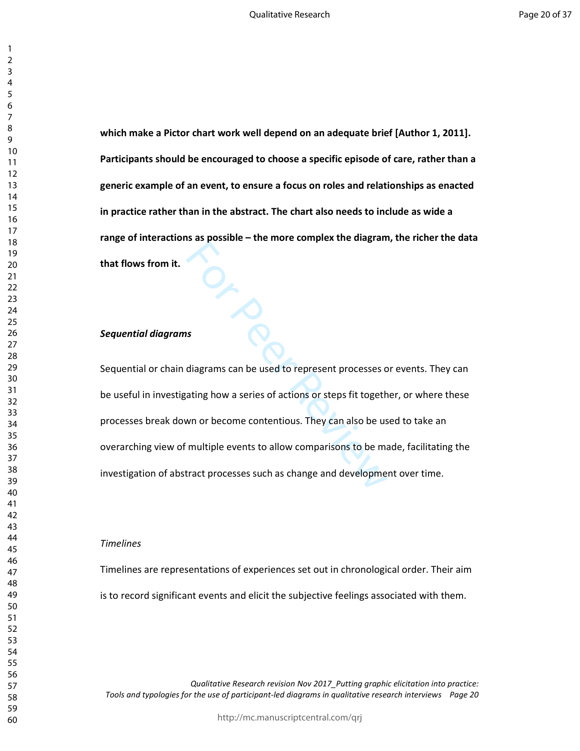**which make a Pictor chart work well depend on an adequate brief [Author 1, 2011]. Participants should be encouraged to choose a specific episode of care, rather than a generic example of an event, to ensure a focus on roles and relationships as enacted in practice rather than in the abstract. The chart also needs to include as wide a range of interactions as possible – the more complex the diagram, the richer the data that flows from it.**

***Sequential diagrams***

Sequential or chain diagrams can be used to represent processes or events. They can be useful in investigating how a series of actions or steps fit together, or where these processes break down or become contentious. They can also be used to take an overarching view of multiple events to allow comparisons to be made, facilitating the investigation of abstract processes such as change and development over time.

*Timelines*

Timelines are representations of experiences set out in chronological order. Their aim is to record significant events and elicit the subjective feelings associated with them.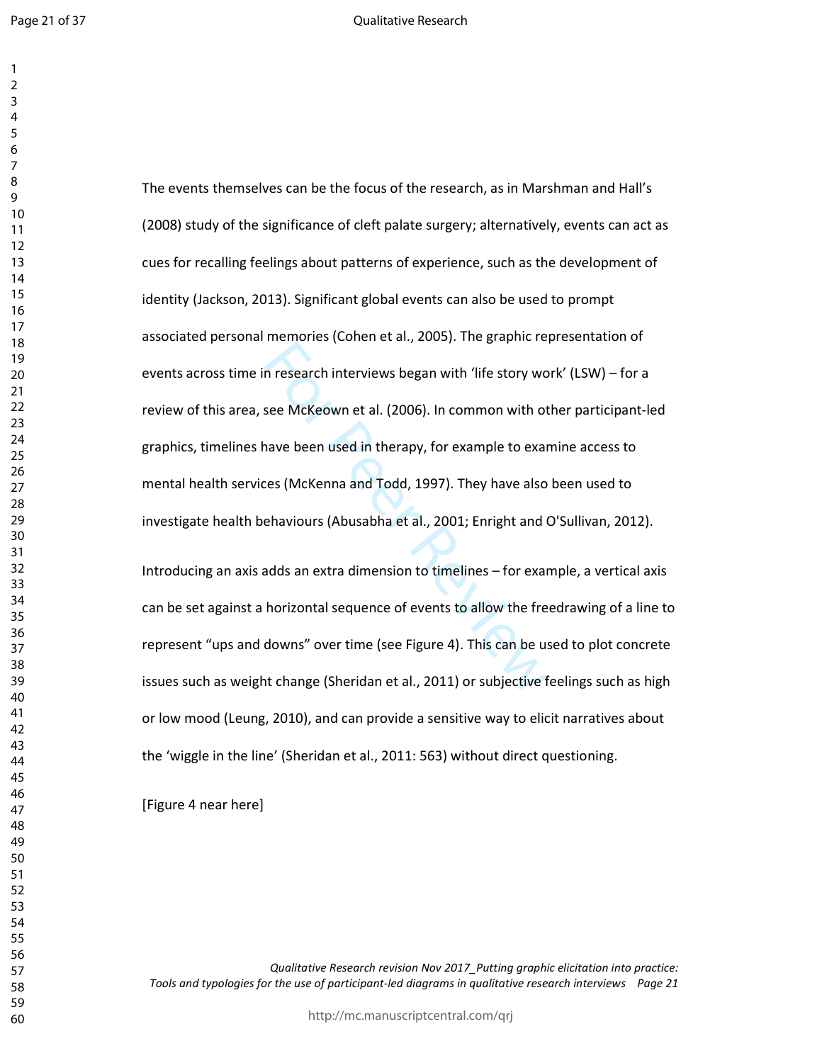The events themselves can be the focus of the research, as in Marshman and Hall's (2008) study of the significance of cleft palate surgery; alternatively, events can act as cues for recalling feelings about patterns of experience, such as the development of identity (Jackson, 2013). Significant global events can also be used to prompt associated personal memories (Cohen et al., 2005). The graphic representation of events across time in research interviews began with 'life story work' (LSW) – for a review of this area, see McKeown et al. (2006). In common with other participant-led graphics, timelines have been used in therapy, for example to examine access to mental health services (McKenna and Todd, 1997). They have also been used to investigate health behaviours (Abusabha et al., 2001; Enright and O'Sullivan, 2012).

Introducing an axis adds an extra dimension to timelines – for example, a vertical axis can be set against a horizontal sequence of events to allow the freedrawing of a line to represent "ups and downs" over time (see Figure 4). This can be used to plot concrete issues such as weight change (Sheridan et al., 2011) or subjective feelings such as high or low mood (Leung, 2010), and can provide a sensitive way to elicit narratives about the 'wiggle in the line' (Sheridan et al., 2011: 563) without direct questioning.

[Figure 4 near here]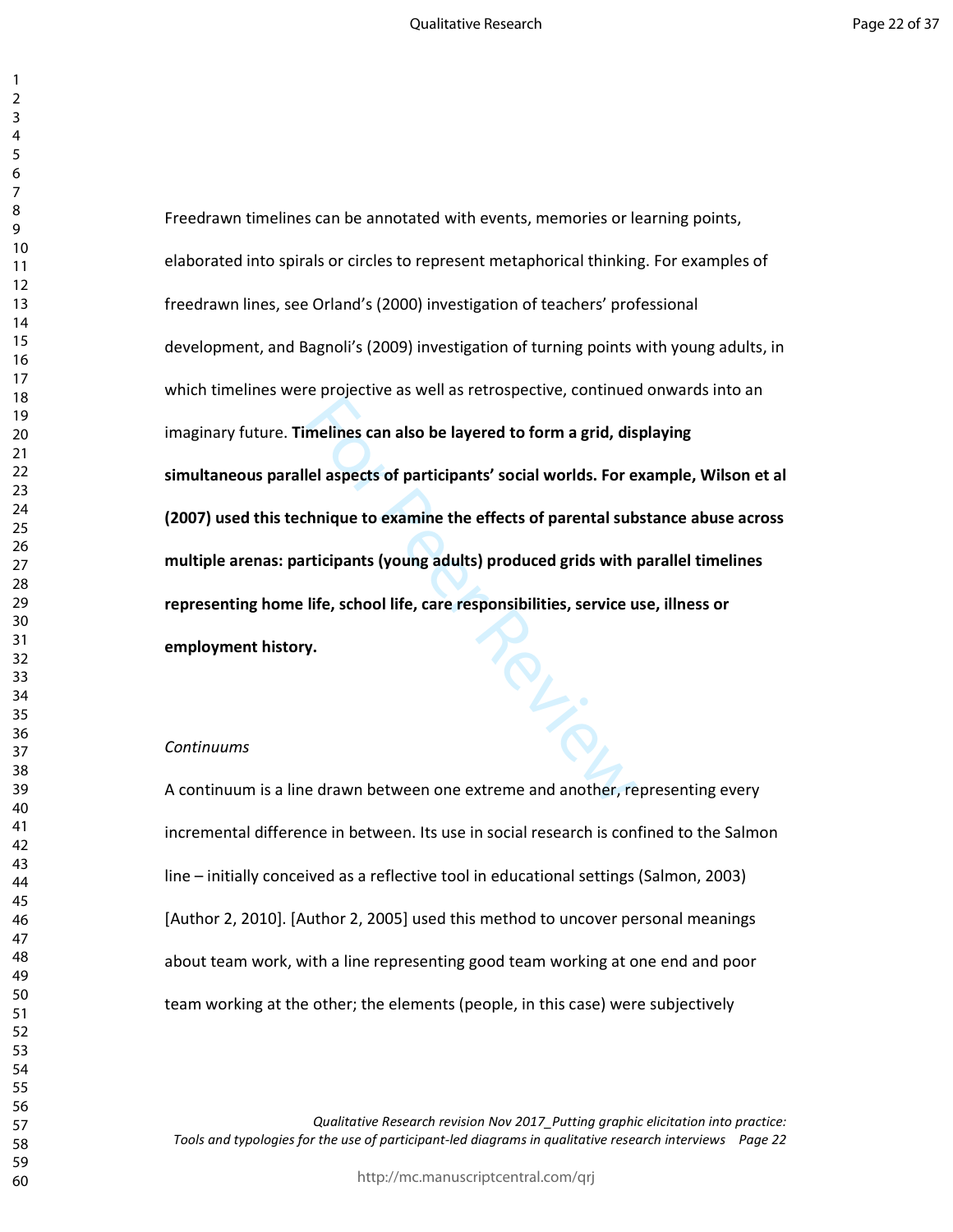Freedrawn timelines can be annotated with events, memories or learning points, elaborated into spirals or circles to represent metaphorical thinking. For examples of freedrawn lines, see Orland's (2000) investigation of teachers' professional development, and Bagnoli's (2009) investigation of turning points with young adults, in which timelines were projective as well as retrospective, continued onwards into an imaginary future. **Timelines can also be layered to form a grid, displaying simultaneous parallel aspects of participants' social worlds. For example, Wilson et al (2007) used this technique to examine the effects of parental substance abuse across multiple arenas: participants (young adults) produced grids with parallel timelines representing home life, school life, care responsibilities, service use, illness or employment history.**

*Continuums*

A continuum is a line drawn between one extreme and another, representing every incremental difference in between. Its use in social research is confined to the Salmon line – initially conceived as a reflective tool in educational settings (Salmon, 2003) [Author 2, 2010]. [Author 2, 2005] used this method to uncover personal meanings about team work, with a line representing good team working at one end and poor team working at the other; the elements (people, in this case) were subjectively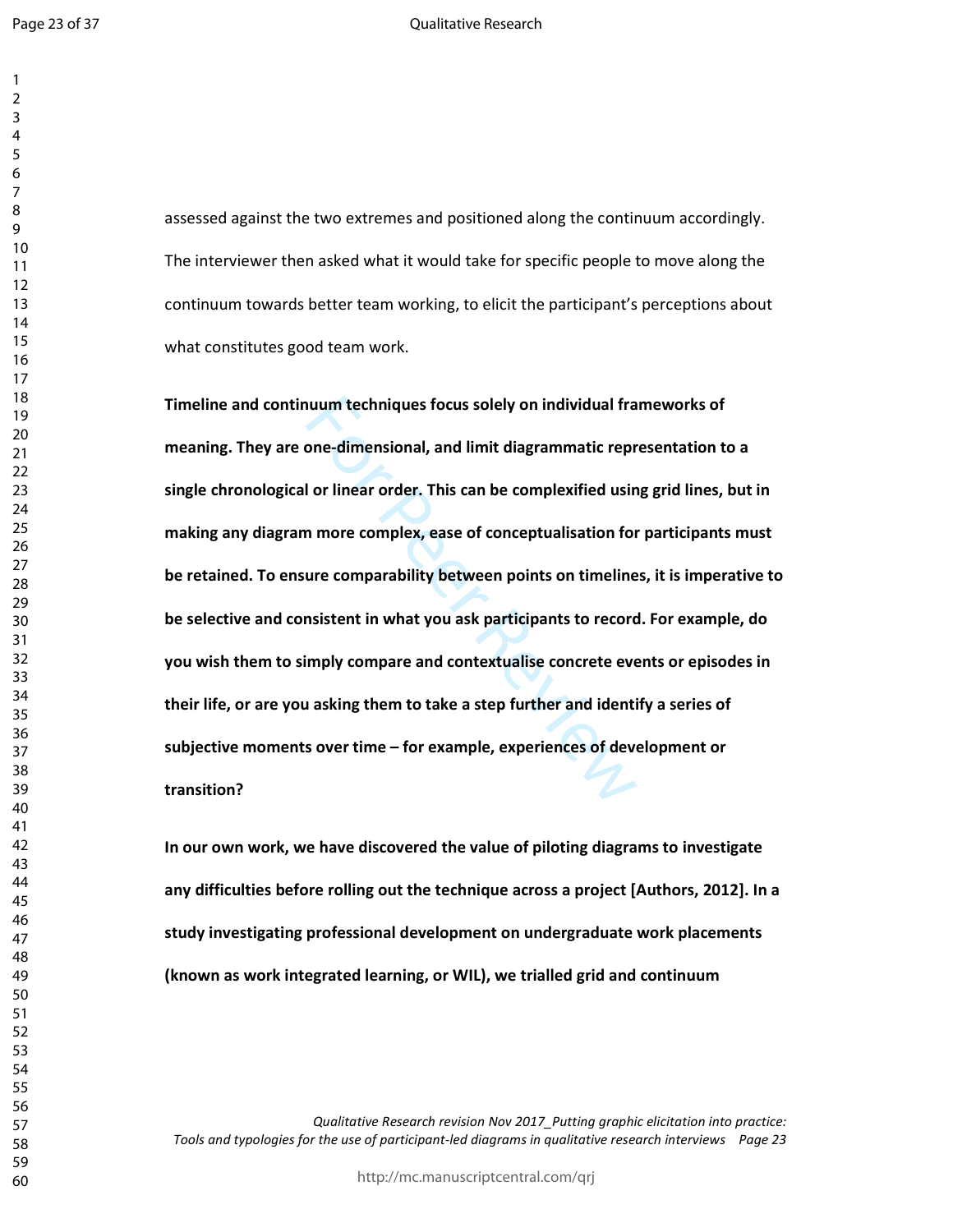assessed against the two extremes and positioned along the continuum accordingly. The interviewer then asked what it would take for specific people to move along the continuum towards better team working, to elicit the participant's perceptions about what constitutes good team work.

**Timeline and continuum techniques focus solely on individual frameworks of meaning. They are one-dimensional, and limit diagrammatic representation to a single chronological or linear order. This can be complexified using grid lines, but in making any diagram more complex, ease of conceptualisation for participants must be retained. To ensure comparability between points on timelines, it is imperative to be selective and consistent in what you ask participants to record. For example, do you wish them to simply compare and contextualise concrete events or episodes in their life, or are you asking them to take a step further and identify a series of subjective moments over time – for example, experiences of development or transition?**

**In our own work, we have discovered the value of piloting diagrams to investigate any difficulties before rolling out the technique across a project [Authors, 2012]. In a study investigating professional development on undergraduate work placements (known as work integrated learning, or WIL), we trialled grid and continuum**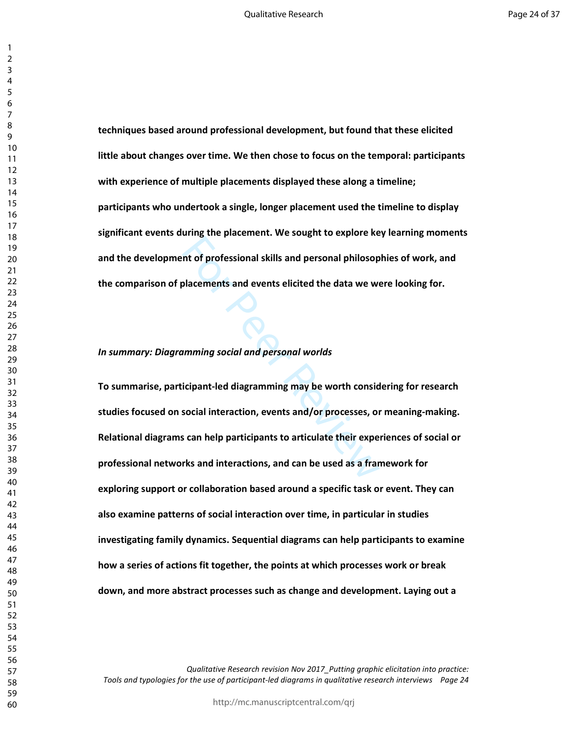**techniques based around professional development, but found that these elicited little about changes over time. We then chose to focus on the temporal: participants with experience of multiple placements displayed these along a timeline; participants who undertook a single, longer placement used the timeline to display significant events during the placement. We sought to explore key learning moments and the development of professional skills and personal philosophies of work, and the comparison of placements and events elicited the data we were looking for.**

***In summary: Diagramming social and personal worlds***

**To summarise, participant-led diagramming may be worth considering for research studies focused on social interaction, events and/or processes, or meaning-making. Relational diagrams can help participants to articulate their experiences of social or professional networks and interactions, and can be used as a framework for exploring support or collaboration based around a specific task or event. They can also examine patterns of social interaction over time, in particular in studies investigating family dynamics. Sequential diagrams can help participants to examine how a series of actions fit together, the points at which processes work or break down, and more abstract processes such as change and development. Laying out a**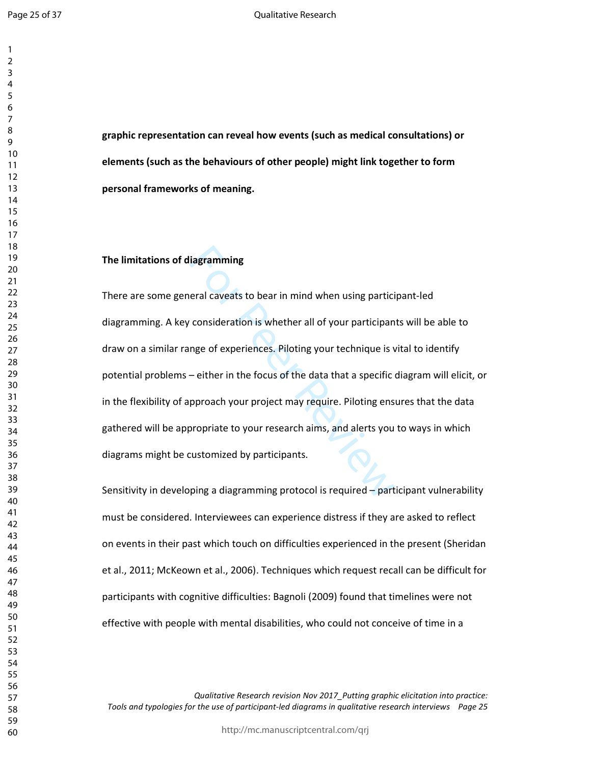**graphic representation can reveal how events (such as medical consultations) or elements (such as the behaviours of other people) might link together to form personal frameworks of meaning.**

**The limitations of diagramming**

There are some general caveats to bear in mind when using participant-led diagramming. A key consideration is whether all of your participants will be able to draw on a similar range of experiences. Piloting your technique is vital to identify potential problems – either in the focus of the data that a specific diagram will elicit, or in the flexibility of approach your project may require. Piloting ensures that the data gathered will be appropriate to your research aims, and alerts you to ways in which diagrams might be customized by participants.

Sensitivity in developing a diagramming protocol is required – participant vulnerability must be considered. Interviewees can experience distress if they are asked to reflect on events in their past which touch on difficulties experienced in the present (Sheridan et al., 2011; McKeown et al., 2006). Techniques which request recall can be difficult for participants with cognitive difficulties: Bagnoli (2009) found that timelines were not effective with people with mental disabilities, who could not conceive of time in a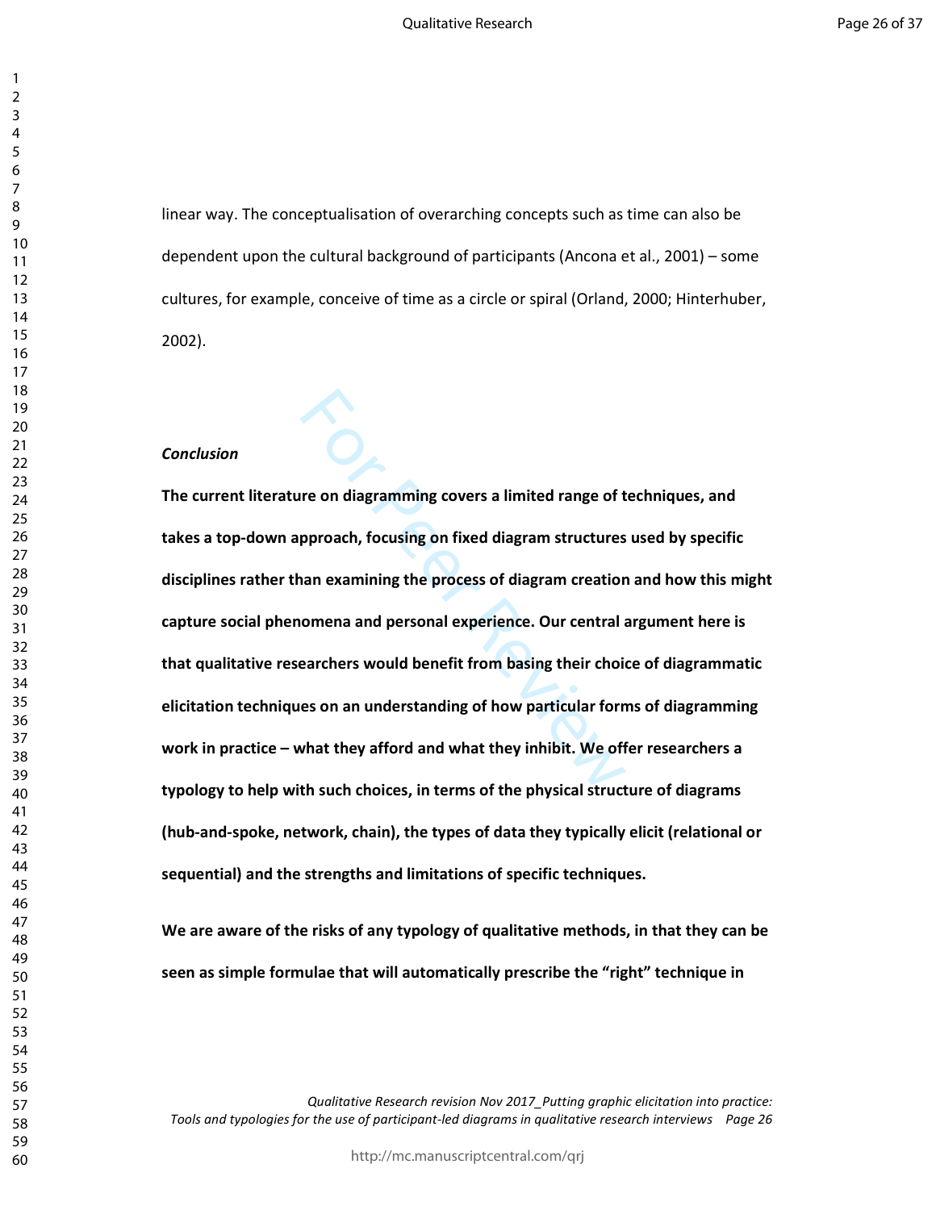linear way. The conceptualisation of overarching concepts such as time can also be dependent upon the cultural background of participants (Ancona et al., 2001) – some cultures, for example, conceive of time as a circle or spiral (Orland, 2000; Hinterhuber, 2002).

***Conclusion***

**The current literature on diagramming covers a limited range of techniques, and takes a top-down approach, focusing on fixed diagram structures used by specific disciplines rather than examining the process of diagram creation and how this might capture social phenomena and personal experience. Our central argument here is that qualitative researchers would benefit from basing their choice of diagrammatic elicitation techniques on an understanding of how particular forms of diagramming work in practice – what they afford and what they inhibit. We offer researchers a typology to help with such choices, in terms of the physical structure of diagrams (hub-and-spoke, network, chain), the types of data they typically elicit (relational or sequential) and the strengths and limitations of specific techniques.**

**We are aware of the risks of any typology of qualitative methods, in that they can be seen as simple formulae that will automatically prescribe the "right" technique in**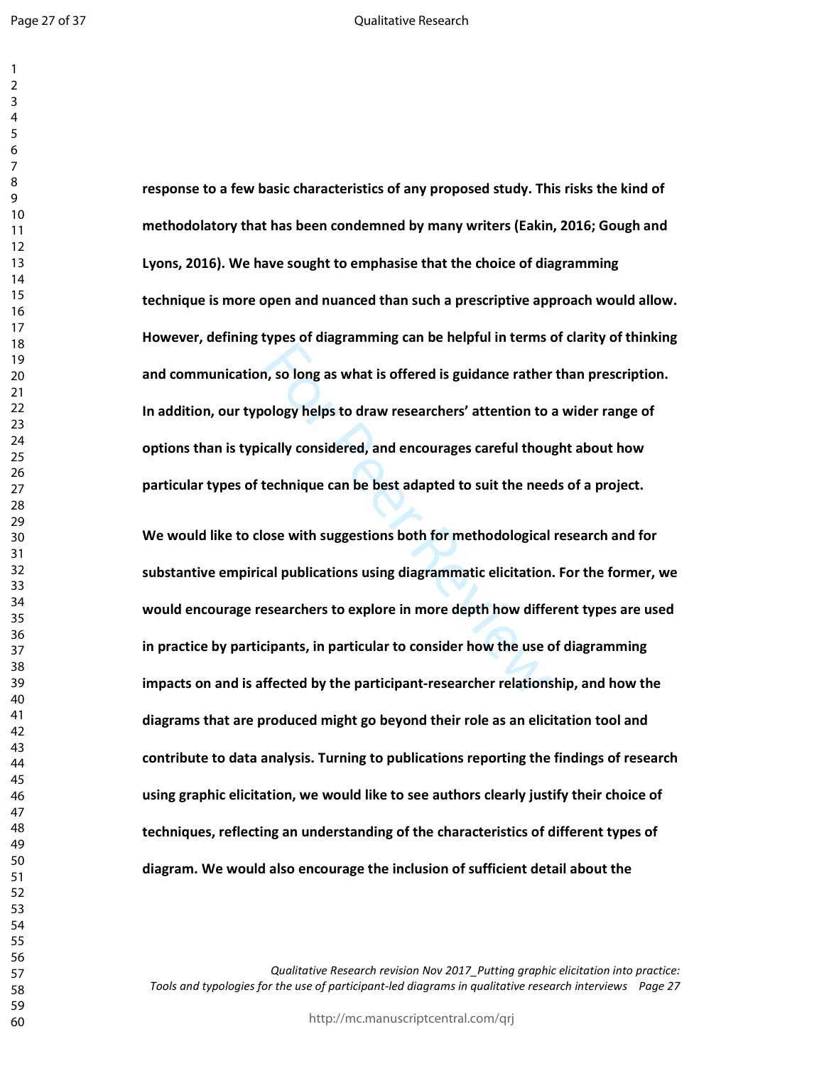**response to a few basic characteristics of any proposed study. This risks the kind of methodolatory that has been condemned by many writers (Eakin, 2016; Gough and Lyons, 2016). We have sought to emphasise that the choice of diagramming technique is more open and nuanced than such a prescriptive approach would allow. However, defining types of diagramming can be helpful in terms of clarity of thinking and communication, so long as what is offered is guidance rather than prescription. In addition, our typology helps to draw researchers' attention to a wider range of options than is typically considered, and encourages careful thought about how particular types of technique can be best adapted to suit the needs of a project.**

**We would like to close with suggestions both for methodological research and for substantive empirical publications using diagrammatic elicitation. For the former, we would encourage researchers to explore in more depth how different types are used in practice by participants, in particular to consider how the use of diagramming impacts on and is affected by the participant-researcher relationship, and how the diagrams that are produced might go beyond their role as an elicitation tool and contribute to data analysis. Turning to publications reporting the findings of research using graphic elicitation, we would like to see authors clearly justify their choice of techniques, reflecting an understanding of the characteristics of different types of diagram. We would also encourage the inclusion of sufficient detail about the**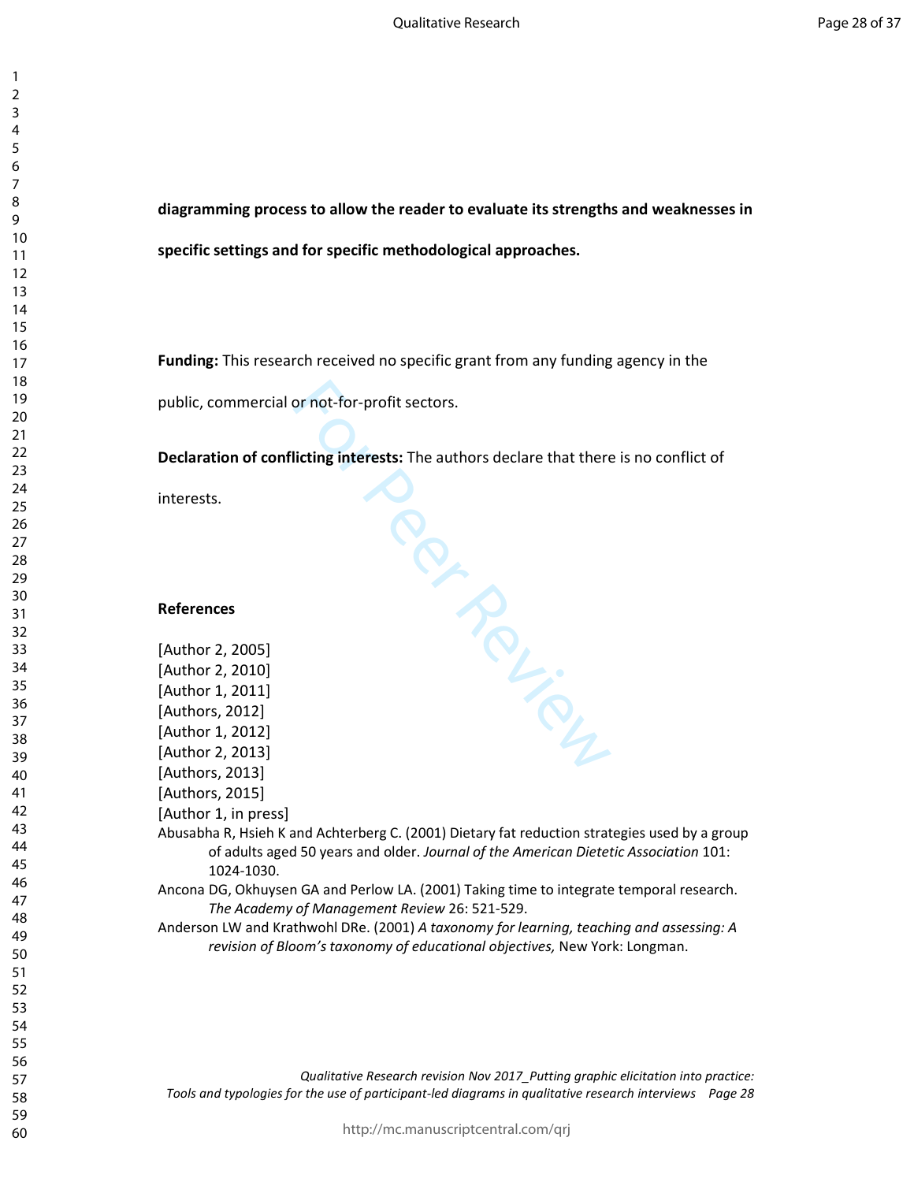**diagramming process to allow the reader to evaluate its strengths and weaknesses in specific settings and for specific methodological approaches.**

**Funding:** This research received no specific grant from any funding agency in the public, commercial or not-for-profit sectors.

**Declaration of conflicting interests:** The authors declare that there is no conflict of interests.

**References**

[Author 2, 2005]
[Author 2, 2010]
[Author 1, 2011]
[Authors, 2012]
[Author 1, 2012]
[Author 2, 2013]
[Authors, 2013]
[Authors, 2015]
[Author 1, in press]

Abusabha R, Hsieh K and Achterberg C. (2001) Dietary fat reduction strategies used by a group of adults aged 50 years and older. *Journal of the American Dietetic Association* 101: 1024-1030.

Ancona DG, Okhuysen GA and Perlow LA. (2001) Taking time to integrate temporal research. *The Academy of Management Review* 26: 521-529.

Anderson LW and Krathwohl DRe. (2001) *A taxonomy for learning, teaching and assessing: A revision of Bloom's taxonomy of educational objectives,* New York: Longman.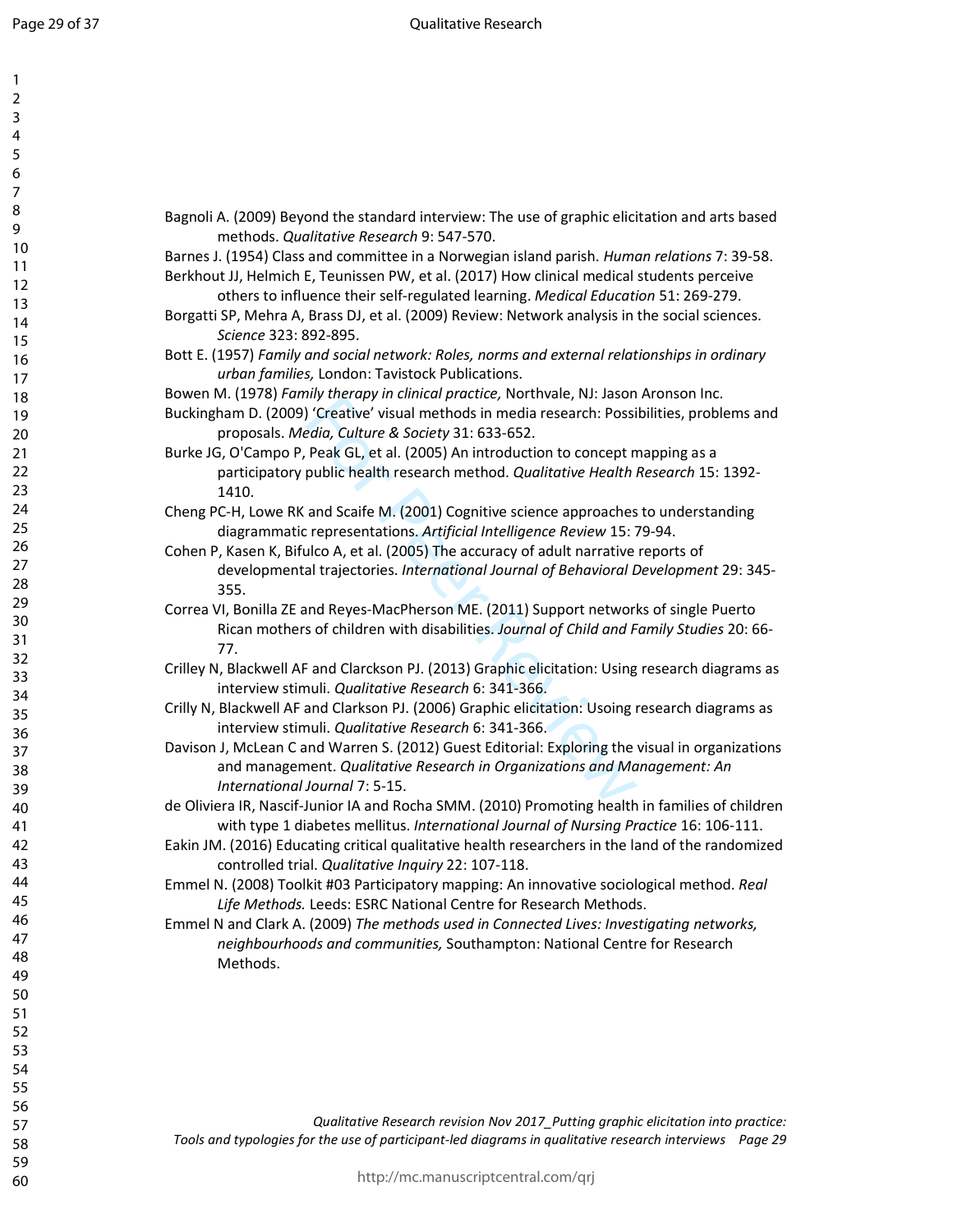Bagnoli A. (2009) Beyond the standard interview: The use of graphic elicitation and arts based methods. *Qualitative Research* 9: 547-570.

Barnes J. (1954) Class and committee in a Norwegian island parish. *Human relations* 7: 39-58.

Berkhout JJ, Helmich E, Teunissen PW, et al. (2017) How clinical medical students perceive others to influence their self-regulated learning. *Medical Education* 51: 269-279.

Borgatti SP, Mehra A, Brass DJ, et al. (2009) Review: Network analysis in the social sciences. *Science* 323: 892-895.

Bott E. (1957) *Family and social network: Roles, norms and external relationships in ordinary urban families,* London: Tavistock Publications.

Bowen M. (1978) *Family therapy in clinical practice,* Northvale, NJ: Jason Aronson Inc.

Buckingham D. (2009) 'Creative' visual methods in media research: Possibilities, problems and proposals. *Media, Culture & Society* 31: 633-652.

Burke JG, O'Campo P, Peak GL, et al. (2005) An introduction to concept mapping as a participatory public health research method. *Qualitative Health Research* 15: 1392-1410.

Cheng PC-H, Lowe RK and Scaife M. (2001) Cognitive science approaches to understanding diagrammatic representations. *Artificial Intelligence Review* 15: 79-94.

Cohen P, Kasen K, Bifulco A, et al. (2005) The accuracy of adult narrative reports of developmental trajectories. *International Journal of Behavioral Development* 29: 345-355.

Correa VI, Bonilla ZE and Reyes-MacPherson ME. (2011) Support networks of single Puerto Rican mothers of children with disabilities. *Journal of Child and Family Studies* 20: 66-77.

Crilley N, Blackwell AF and Clarckson PJ. (2013) Graphic elicitation: Using research diagrams as interview stimuli. *Qualitative Research* 6: 341-366.

Crilly N, Blackwell AF and Clarkson PJ. (2006) Graphic elicitation: Usoing research diagrams as interview stimuli. *Qualitative Research* 6: 341-366.

Davison J, McLean C and Warren S. (2012) Guest Editorial: Exploring the visual in organizations and management. *Qualitative Research in Organizations and Management: An International Journal* 7: 5-15.

de Oliviera IR, Nascif-Junior IA and Rocha SMM. (2010) Promoting health in families of children with type 1 diabetes mellitus. *International Journal of Nursing Practice* 16: 106-111.

Eakin JM. (2016) Educating critical qualitative health researchers in the land of the randomized controlled trial. *Qualitative Inquiry* 22: 107-118.

Emmel N. (2008) Toolkit #03 Participatory mapping: An innovative sociological method. *Real Life Methods.* Leeds: ESRC National Centre for Research Methods.

Emmel N and Clark A. (2009) *The methods used in Connected Lives: Investigating networks, neighbourhoods and communities,* Southampton: National Centre for Research Methods.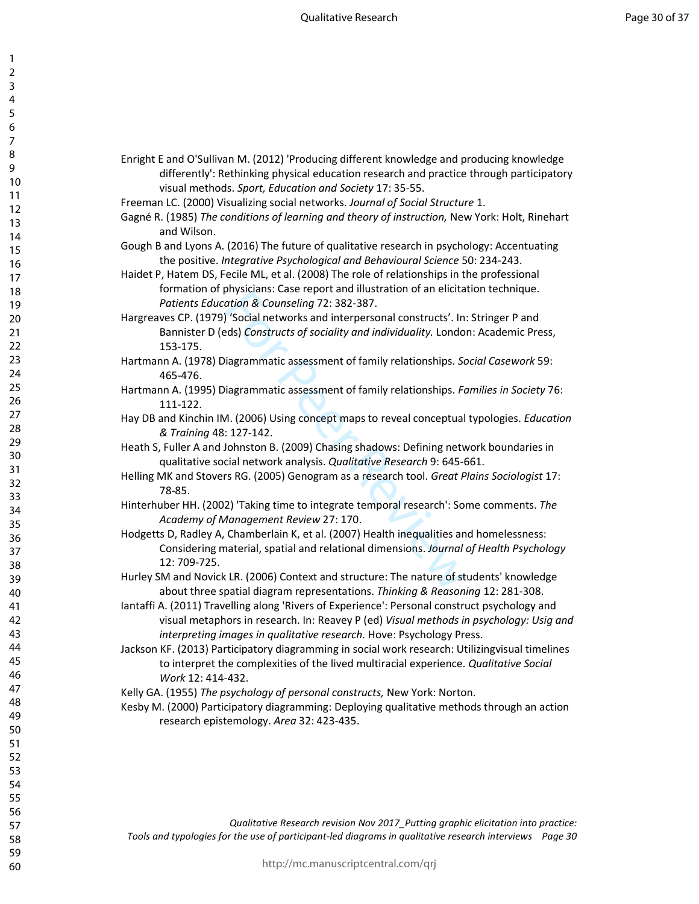Enright E and O'Sullivan M. (2012) 'Producing different knowledge and producing knowledge differently': Rethinking physical education research and practice through participatory visual methods. *Sport, Education and Society* 17: 35-55.

Freeman LC. (2000) Visualizing social networks. *Journal of Social Structure* 1.

Gagné R. (1985) *The conditions of learning and theory of instruction,* New York: Holt, Rinehart and Wilson.

Gough B and Lyons A. (2016) The future of qualitative research in psychology: Accentuating the positive. *Integrative Psychological and Behavioural Science* 50: 234-243.

Haidet P, Hatem DS, Fecile ML, et al. (2008) The role of relationships in the professional formation of physicians: Case report and illustration of an elicitation technique. *Patients Education & Counseling* 72: 382-387.

Hargreaves CP. (1979) 'Social networks and interpersonal constructs'. In: Stringer P and Bannister D (eds) *Constructs of sociality and individuality.* London: Academic Press, 153-175.

Hartmann A. (1978) Diagrammatic assessment of family relationships. *Social Casework* 59: 465-476.

Hartmann A. (1995) Diagrammatic assessment of family relationships. *Families in Society* 76: 111-122.

Hay DB and Kinchin IM. (2006) Using concept maps to reveal conceptual typologies. *Education & Training* 48: 127-142.

Heath S, Fuller A and Johnston B. (2009) Chasing shadows: Defining network boundaries in qualitative social network analysis. *Qualitative Research* 9: 645-661.

Helling MK and Stovers RG. (2005) Genogram as a research tool. *Great Plains Sociologist* 17: 78-85.

Hinterhuber HH. (2002) 'Taking time to integrate temporal research': Some comments. *The Academy of Management Review* 27: 170.

Hodgetts D, Radley A, Chamberlain K, et al. (2007) Health inequalities and homelessness: Considering material, spatial and relational dimensions. *Journal of Health Psychology* 12: 709-725.

Hurley SM and Novick LR. (2006) Context and structure: The nature of students' knowledge about three spatial diagram representations. *Thinking & Reasoning* 12: 281-308.

Iantaffi A. (2011) Travelling along 'Rivers of Experience': Personal construct psychology and visual metaphors in research. In: Reavey P (ed) *Visual methods in psychology: Usig and interpreting images in qualitative research.* Hove: Psychology Press.

Jackson KF. (2013) Participatory diagramming in social work research: Utilizingvisual timelines to interpret the complexities of the lived multiracial experience. *Qualitative Social Work* 12: 414-432.

Kelly GA. (1955) *The psychology of personal constructs,* New York: Norton.

Kesby M. (2000) Participatory diagramming: Deploying qualitative methods through an action research epistemology. *Area* 32: 423-435.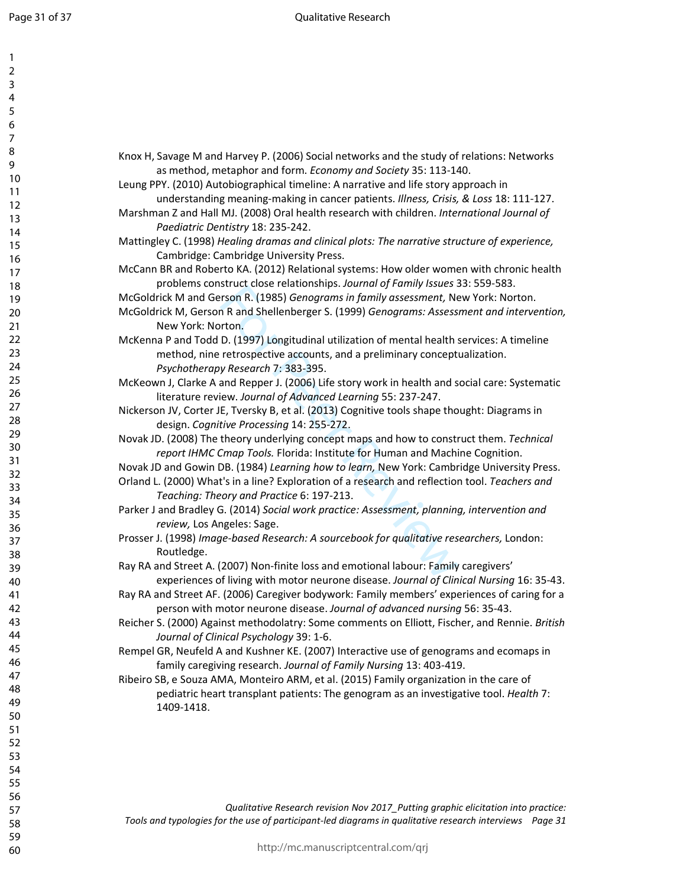Knox H, Savage M and Harvey P. (2006) Social networks and the study of relations: Networks as method, metaphor and form. *Economy and Society* 35: 113-140.

Leung PPY. (2010) Autobiographical timeline: A narrative and life story approach in understanding meaning-making in cancer patients. *Illness, Crisis, & Loss* 18: 111-127.

Marshman Z and Hall MJ. (2008) Oral health research with children. *International Journal of Paediatric Dentistry* 18: 235-242.

Mattingley C. (1998) *Healing dramas and clinical plots: The narrative structure of experience,* Cambridge: Cambridge University Press.

McCann BR and Roberto KA. (2012) Relational systems: How older women with chronic health problems construct close relationships. *Journal of Family Issues* 33: 559-583.

McGoldrick M and Gerson R. (1985) *Genograms in family assessment,* New York: Norton.

McGoldrick M, Gerson R and Shellenberger S. (1999) *Genograms: Assessment and intervention,* New York: Norton.

McKenna P and Todd D. (1997) Longitudinal utilization of mental health services: A timeline method, nine retrospective accounts, and a preliminary conceptualization. *Psychotherapy Research* 7: 383-395.

McKeown J, Clarke A and Repper J. (2006) Life story work in health and social care: Systematic literature review. *Journal of Advanced Learning* 55: 237-247.

Nickerson JV, Corter JE, Tversky B, et al. (2013) Cognitive tools shape thought: Diagrams in design. *Cognitive Processing* 14: 255-272.

Novak JD. (2008) The theory underlying concept maps and how to construct them. *Technical report IHMC Cmap Tools.* Florida: Institute for Human and Machine Cognition.

Novak JD and Gowin DB. (1984) *Learning how to learn,* New York: Cambridge University Press.

Orland L. (2000) What's in a line? Exploration of a research and reflection tool. *Teachers and Teaching: Theory and Practice* 6: 197-213.

Parker J and Bradley G. (2014) *Social work practice: Assessment, planning, intervention and review,* Los Angeles: Sage.

Prosser J. (1998) *Image-based Research: A sourcebook for qualitative researchers,* London: Routledge.

Ray RA and Street A. (2007) Non-finite loss and emotional labour: Family caregivers' experiences of living with motor neurone disease. *Journal of Clinical Nursing* 16: 35-43.

Ray RA and Street AF. (2006) Caregiver bodywork: Family members' experiences of caring for a person with motor neurone disease. *Journal of advanced nursing* 56: 35-43.

Reicher S. (2000) Against methodolatry: Some comments on Elliott, Fischer, and Rennie. *British Journal of Clinical Psychology* 39: 1-6.

Rempel GR, Neufeld A and Kushner KE. (2007) Interactive use of genograms and ecomaps in family caregiving research. *Journal of Family Nursing* 13: 403-419.

Ribeiro SB, e Souza AMA, Monteiro ARM, et al. (2015) Family organization in the care of pediatric heart transplant patients: The genogram as an investigative tool. *Health* 7: 1409-1418.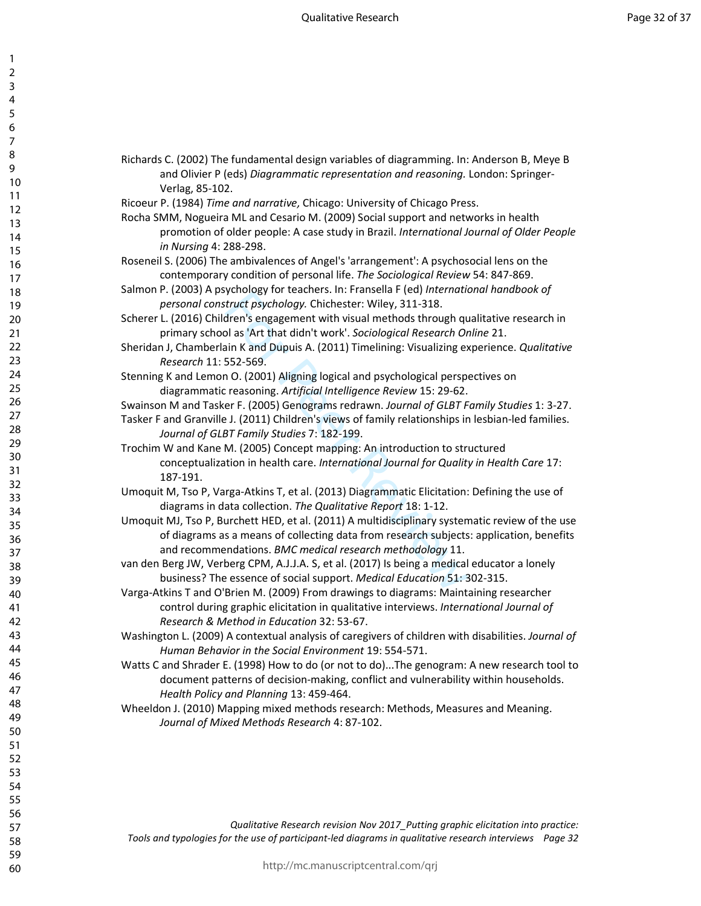Richards C. (2002) The fundamental design variables of diagramming. In: Anderson B, Meye B and Olivier P (eds) *Diagrammatic representation and reasoning.* London: Springer-Verlag, 85-102.

Ricoeur P. (1984) *Time and narrative,* Chicago: University of Chicago Press.

Rocha SMM, Nogueira ML and Cesario M. (2009) Social support and networks in health promotion of older people: A case study in Brazil. *International Journal of Older People in Nursing* 4: 288-298.

Roseneil S. (2006) The ambivalences of Angel's 'arrangement': A psychosocial lens on the contemporary condition of personal life. *The Sociological Review* 54: 847-869.

Salmon P. (2003) A psychology for teachers. In: Fransella F (ed) *International handbook of personal construct psychology.* Chichester: Wiley, 311-318.

Scherer L. (2016) Children's engagement with visual methods through qualitative research in primary school as 'Art that didn't work'. *Sociological Research Online* 21.

Sheridan J, Chamberlain K and Dupuis A. (2011) Timelining: Visualizing experience. *Qualitative Research* 11: 552-569.

Stenning K and Lemon O. (2001) Aligning logical and psychological perspectives on diagrammatic reasoning. *Artificial Intelligence Review* 15: 29-62.

Swainson M and Tasker F. (2005) Genograms redrawn. *Journal of GLBT Family Studies* 1: 3-27.

Tasker F and Granville J. (2011) Children's views of family relationships in lesbian-led families. *Journal of GLBT Family Studies* 7: 182-199.

Trochim W and Kane M. (2005) Concept mapping: An introduction to structured conceptualization in health care. *International Journal for Quality in Health Care* 17: 187-191.

Umoquit M, Tso P, Varga-Atkins T, et al. (2013) Diagrammatic Elicitation: Defining the use of diagrams in data collection. *The Qualitative Report* 18: 1-12.

Umoquit MJ, Tso P, Burchett HED, et al. (2011) A multidisciplinary systematic review of the use of diagrams as a means of collecting data from research subjects: application, benefits and recommendations. *BMC medical research methodology* 11.

van den Berg JW, Verberg CPM, A.J.J.A. S, et al. (2017) Is being a medical educator a lonely business? The essence of social support. *Medical Education* 51: 302-315.

Varga-Atkins T and O'Brien M. (2009) From drawings to diagrams: Maintaining researcher control during graphic elicitation in qualitative interviews. *International Journal of Research & Method in Education* 32: 53-67.

Washington L. (2009) A contextual analysis of caregivers of children with disabilities. *Journal of Human Behavior in the Social Environment* 19: 554-571.

Watts C and Shrader E. (1998) How to do (or not to do)...The genogram: A new research tool to document patterns of decision-making, conflict and vulnerability within households. *Health Policy and Planning* 13: 459-464.

Wheeldon J. (2010) Mapping mixed methods research: Methods, Measures and Meaning. *Journal of Mixed Methods Research* 4: 87-102.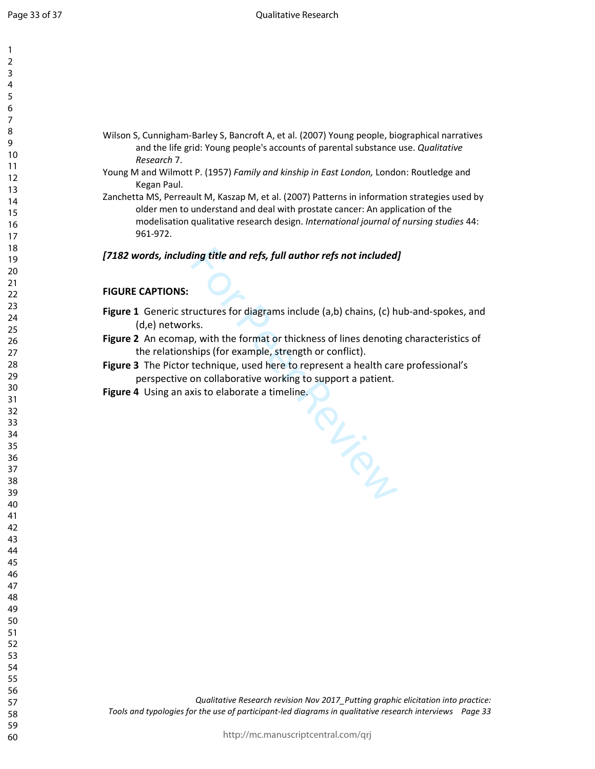Wilson S, Cunnigham-Barley S, Bancroft A, et al. (2007) Young people, biographical narratives and the life grid: Young people's accounts of parental substance use. *Qualitative Research* 7.

Young M and Wilmott P. (1957) *Family and kinship in East London,* London: Routledge and Kegan Paul.

Zanchetta MS, Perreault M, Kaszap M, et al. (2007) Patterns in information strategies used by older men to understand and deal with prostate cancer: An application of the modelisation qualitative research design. *International journal of nursing studies* 44: 961-972.

***[7182 words, including title and refs, full author refs not included]***

**FIGURE CAPTIONS:**

**Figure 1** Generic structures for diagrams include (a,b) chains, (c) hub-and-spokes, and (d,e) networks.

**Figure 2** An ecomap, with the format or thickness of lines denoting characteristics of the relationships (for example, strength or conflict).

**Figure 3** The Pictor technique, used here to represent a health care professional's perspective on collaborative working to support a patient.

**Figure 4** Using an axis to elaborate a timeline.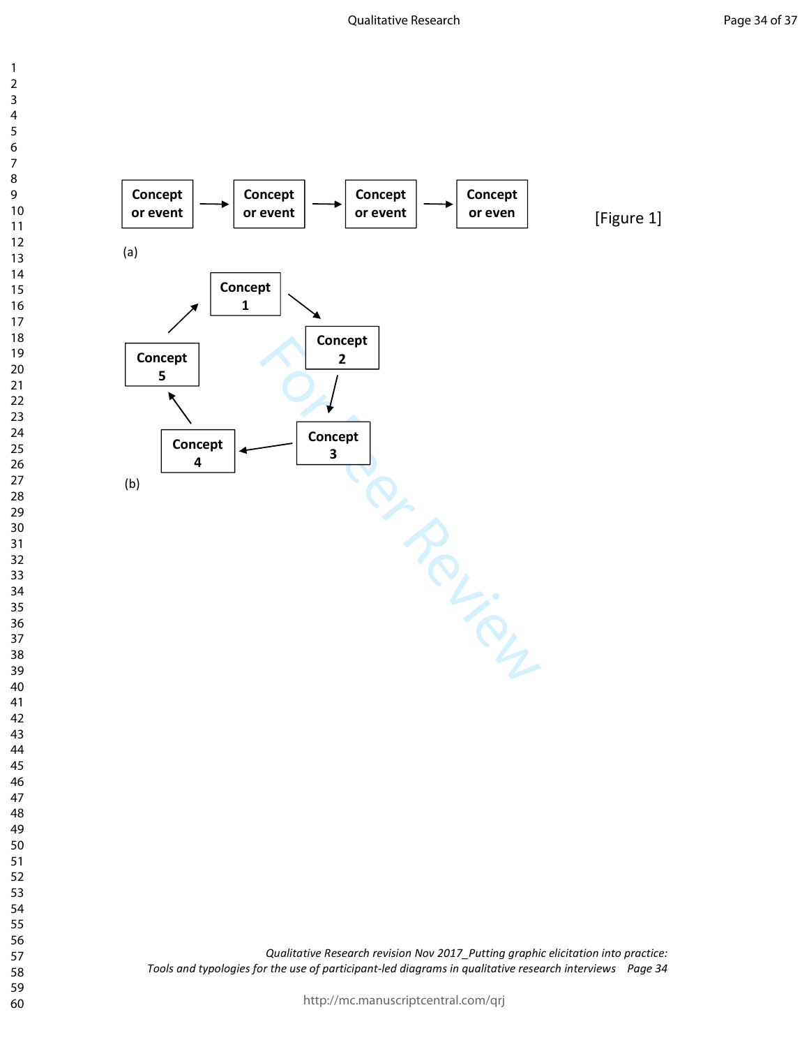Concept or event → Concept or event → Concept or event → Concept or even

[Figure 1]

(a)

Concept 1 → Concept 2 → Concept 3 → Concept 4 → Concept 5 → Concept 1

(b)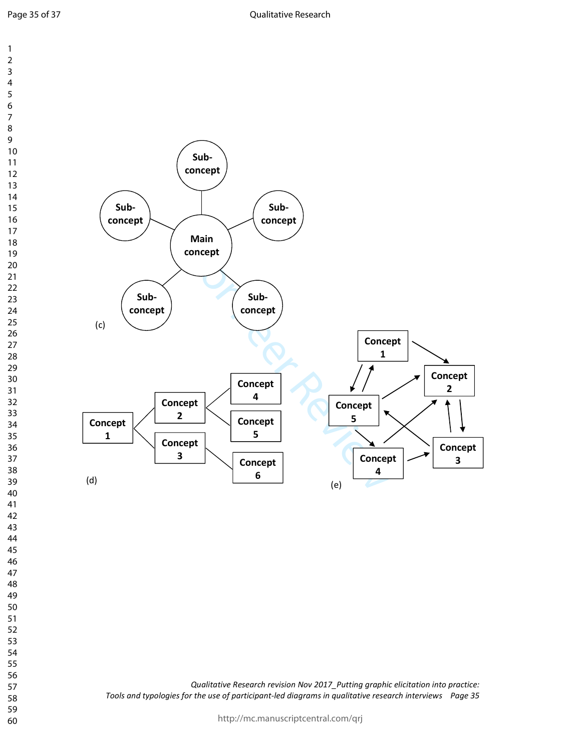Sub-concept

Sub-concept

Sub-concept

Main concept

Sub-concept

Sub-concept

(c)

Concept 1

Concept 2

Concept 3

Concept 4

Concept 5

Concept 6

(d)

Concept 1

Concept 2

Concept 5

Concept 4

Concept 3

(e)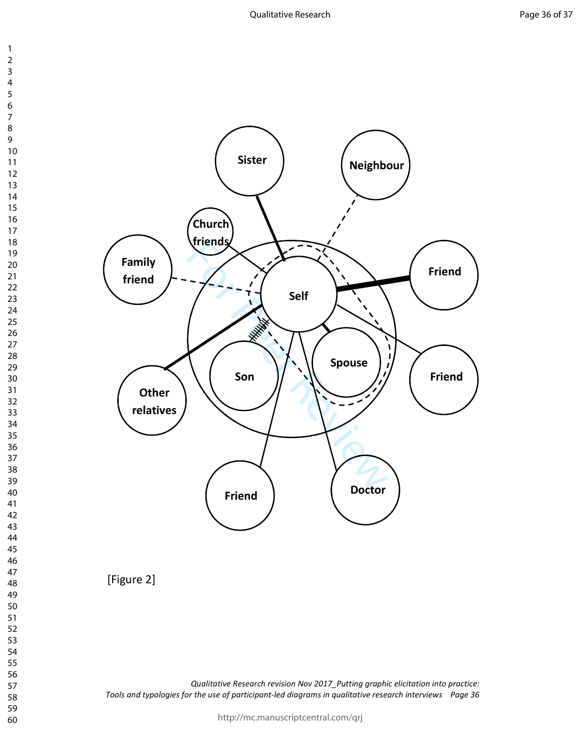Sister

Neighbour

Church friends

Family friend

Self

Friend

Friend

Son

Spouse

Other relatives

Friend

Doctor

[Figure 2]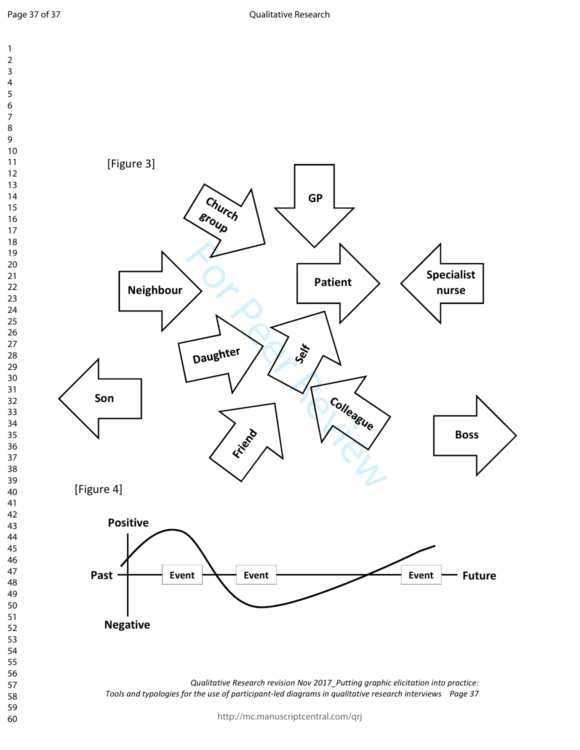[Figure 3]

Church group

GP

Neighbour

Patient

Specialist nurse

Daughter

Self

Son

Colleague

Friend

Boss

[Figure 4]

Positive

Past

Event

Event

Event

Future

Negative